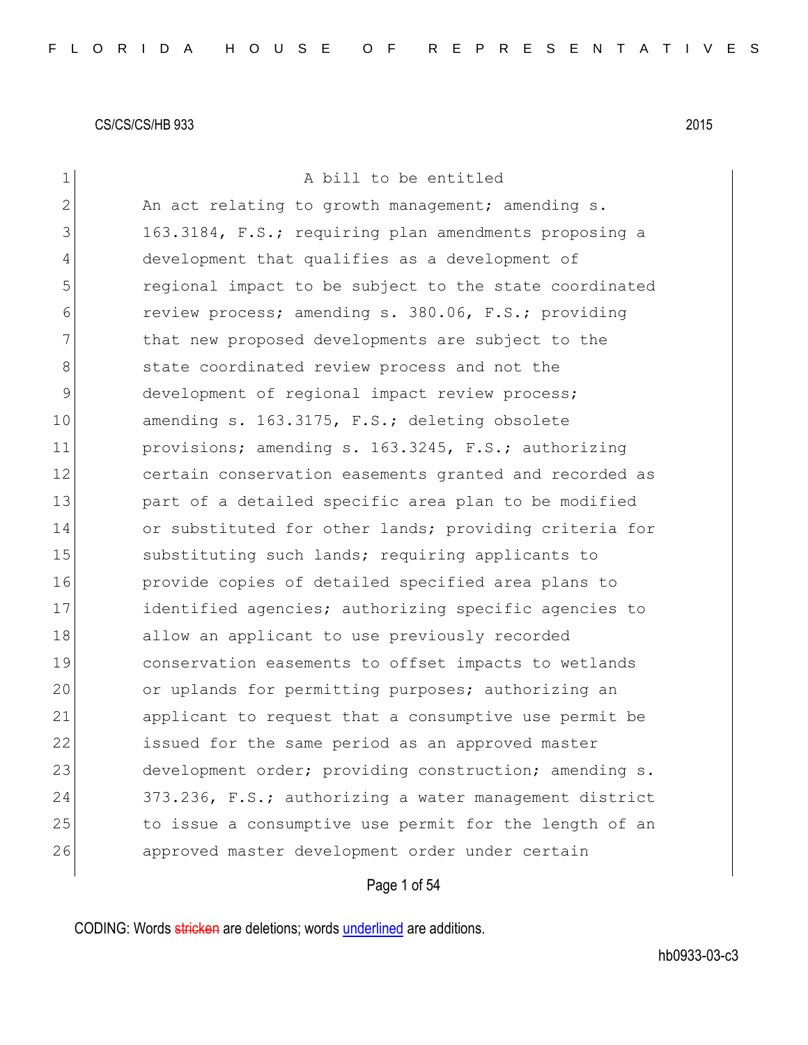CS/CS/CS/HB 933 2015

A bill to be entitled

An act relating to growth management; amending s. 163.3184, F.S.; requiring plan amendments proposing a development that qualifies as a development of regional impact to be subject to the state coordinated review process; amending s. 380.06, F.S.; providing that new proposed developments are subject to the state coordinated review process and not the development of regional impact review process; amending s. 163.3175, F.S.; deleting obsolete provisions; amending s. 163.3245, F.S.; authorizing certain conservation easements granted and recorded as part of a detailed specific area plan to be modified or substituted for other lands; providing criteria for substituting such lands; requiring applicants to provide copies of detailed specified area plans to identified agencies; authorizing specific agencies to allow an applicant to use previously recorded conservation easements to offset impacts to wetlands or uplands for permitting purposes; authorizing an applicant to request that a consumptive use permit be issued for the same period as an approved master development order; providing construction; amending s. 373.236, F.S.; authorizing a water management district to issue a consumptive use permit for the length of an approved master development order under certain

CODING: Words stricken are deletions; words underlined are additions.

hb0933-03-c3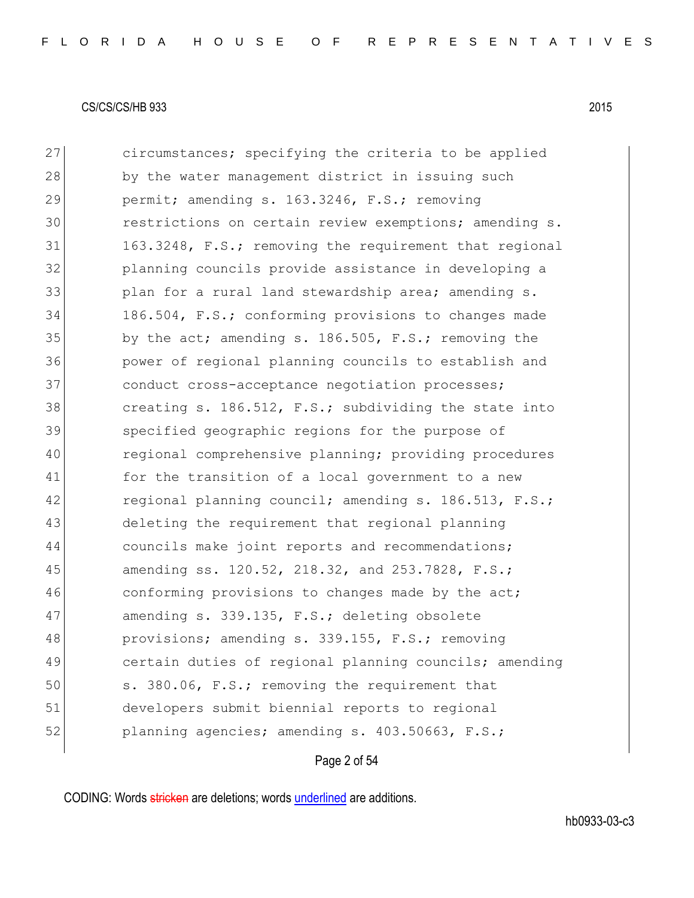circumstances; specifying the criteria to be applied by the water management district in issuing such permit; amending s. 163.3246, F.S.; removing restrictions on certain review exemptions; amending s. 163.3248, F.S.; removing the requirement that regional planning councils provide assistance in developing a plan for a rural land stewardship area; amending s. 186.504, F.S.; conforming provisions to changes made by the act; amending s. 186.505, F.S.; removing the power of regional planning councils to establish and conduct cross-acceptance negotiation processes; creating s. 186.512, F.S.; subdividing the state into specified geographic regions for the purpose of regional comprehensive planning; providing procedures for the transition of a local government to a new regional planning council; amending s. 186.513, F.S.; deleting the requirement that regional planning councils make joint reports and recommendations; amending ss. 120.52, 218.32, and 253.7828, F.S.; conforming provisions to changes made by the act; amending s. 339.135, F.S.; deleting obsolete provisions; amending s. 339.155, F.S.; removing certain duties of regional planning councils; amending s. 380.06, F.S.; removing the requirement that developers submit biennial reports to regional planning agencies; amending s. 403.50663, F.S.;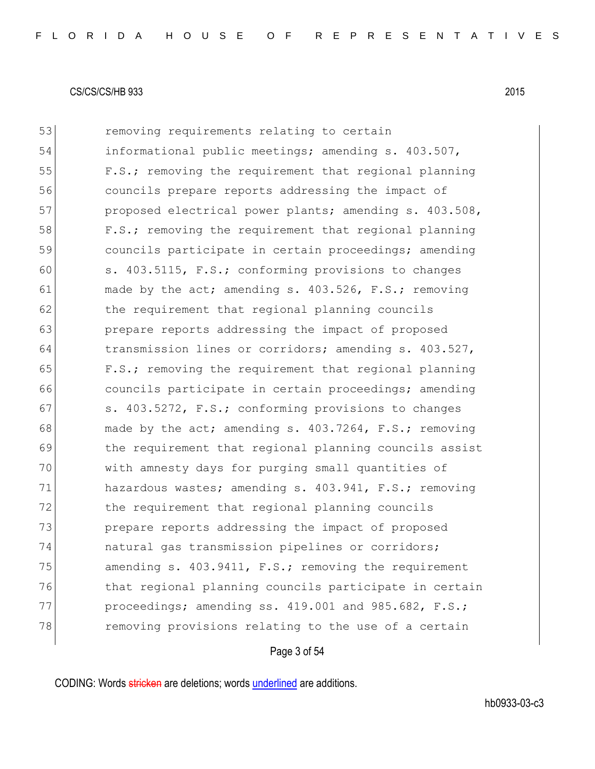53 removing requirements relating to certain
54 informational public meetings; amending s. 403.507,
55 F.S.; removing the requirement that regional planning
56 councils prepare reports addressing the impact of
57 proposed electrical power plants; amending s. 403.508,
58 F.S.; removing the requirement that regional planning
59 councils participate in certain proceedings; amending
60 s. 403.5115, F.S.; conforming provisions to changes
61 made by the act; amending s. 403.526, F.S.; removing
62 the requirement that regional planning councils
63 prepare reports addressing the impact of proposed
64 transmission lines or corridors; amending s. 403.527,
65 F.S.; removing the requirement that regional planning
66 councils participate in certain proceedings; amending
67 s. 403.5272, F.S.; conforming provisions to changes
68 made by the act; amending s. 403.7264, F.S.; removing
69 the requirement that regional planning councils assist
70 with amnesty days for purging small quantities of
71 hazardous wastes; amending s. 403.941, F.S.; removing
72 the requirement that regional planning councils
73 prepare reports addressing the impact of proposed
74 natural gas transmission pipelines or corridors;
75 amending s. 403.9411, F.S.; removing the requirement
76 that regional planning councils participate in certain
77 proceedings; amending ss. 419.001 and 985.682, F.S.;
78 removing provisions relating to the use of a certain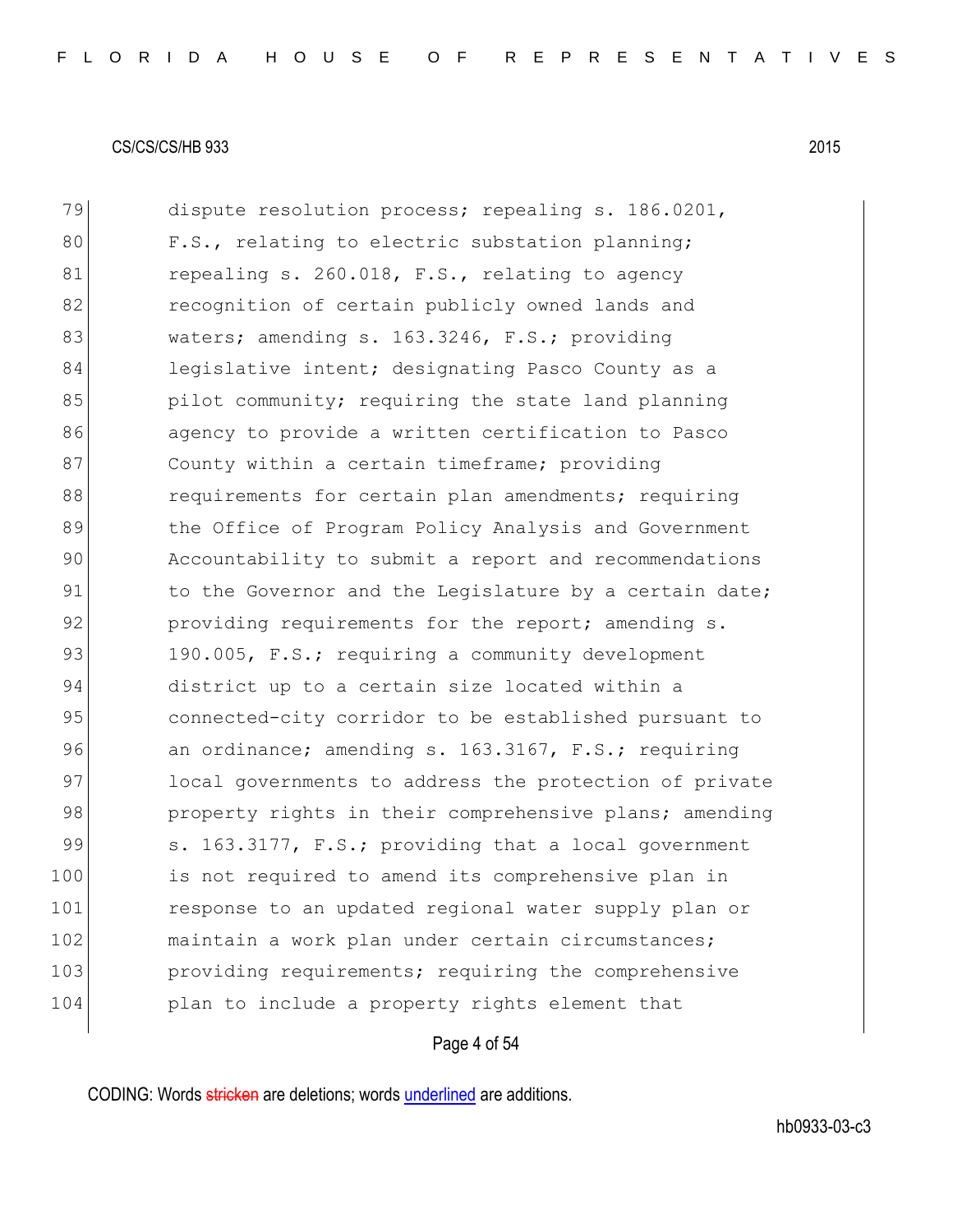79 dispute resolution process; repealing s. 186.0201,
80 F.S., relating to electric substation planning;
81 repealing s. 260.018, F.S., relating to agency
82 recognition of certain publicly owned lands and
83 waters; amending s. 163.3246, F.S.; providing
84 legislative intent; designating Pasco County as a
85 pilot community; requiring the state land planning
86 agency to provide a written certification to Pasco
87 County within a certain timeframe; providing
88 requirements for certain plan amendments; requiring
89 the Office of Program Policy Analysis and Government
90 Accountability to submit a report and recommendations
91 to the Governor and the Legislature by a certain date;
92 providing requirements for the report; amending s.
93 190.005, F.S.; requiring a community development
94 district up to a certain size located within a
95 connected-city corridor to be established pursuant to
96 an ordinance; amending s. 163.3167, F.S.; requiring
97 local governments to address the protection of private
98 property rights in their comprehensive plans; amending
99 s. 163.3177, F.S.; providing that a local government
100 is not required to amend its comprehensive plan in
101 response to an updated regional water supply plan or
102 maintain a work plan under certain circumstances;
103 providing requirements; requiring the comprehensive
104 plan to include a property rights element that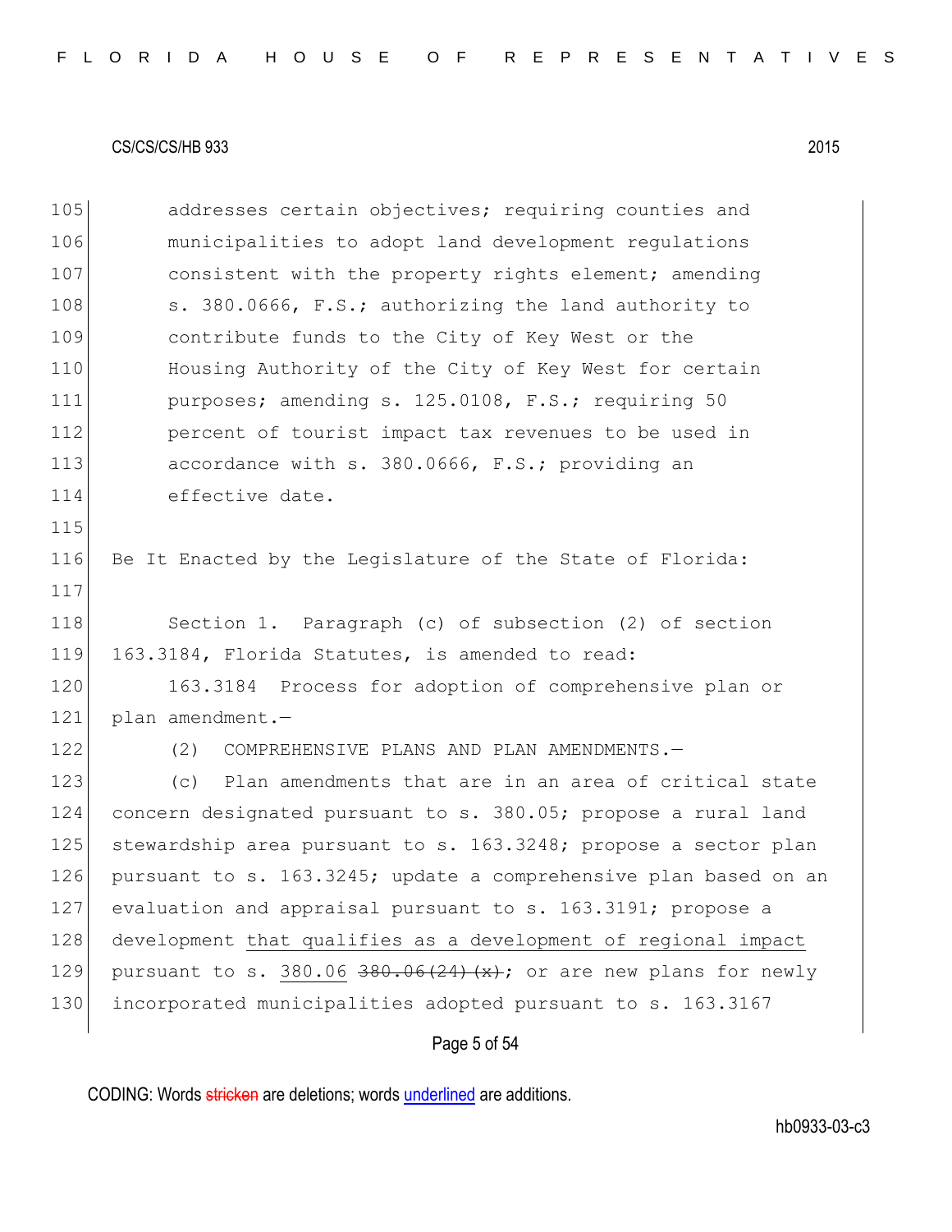addresses certain objectives; requiring counties and municipalities to adopt land development regulations consistent with the property rights element; amending s. 380.0666, F.S.; authorizing the land authority to contribute funds to the City of Key West or the Housing Authority of the City of Key West for certain purposes; amending s. 125.0108, F.S.; requiring 50 percent of tourist impact tax revenues to be used in accordance with s. 380.0666, F.S.; providing an effective date.

Be It Enacted by the Legislature of the State of Florida:

Section 1. Paragraph (c) of subsection (2) of section 163.3184, Florida Statutes, is amended to read:

163.3184 Process for adoption of comprehensive plan or plan amendment.—

(2) COMPREHENSIVE PLANS AND PLAN AMENDMENTS.—

(c) Plan amendments that are in an area of critical state concern designated pursuant to s. 380.05; propose a rural land stewardship area pursuant to s. 163.3248; propose a sector plan pursuant to s. 163.3245; update a comprehensive plan based on an evaluation and appraisal pursuant to s. 163.3191; propose a development <u>that qualifies as a development of regional impact</u> pursuant to s. <u>380.06</u> ~~380.06(24)(x)~~; or are new plans for newly incorporated municipalities adopted pursuant to s. 163.3167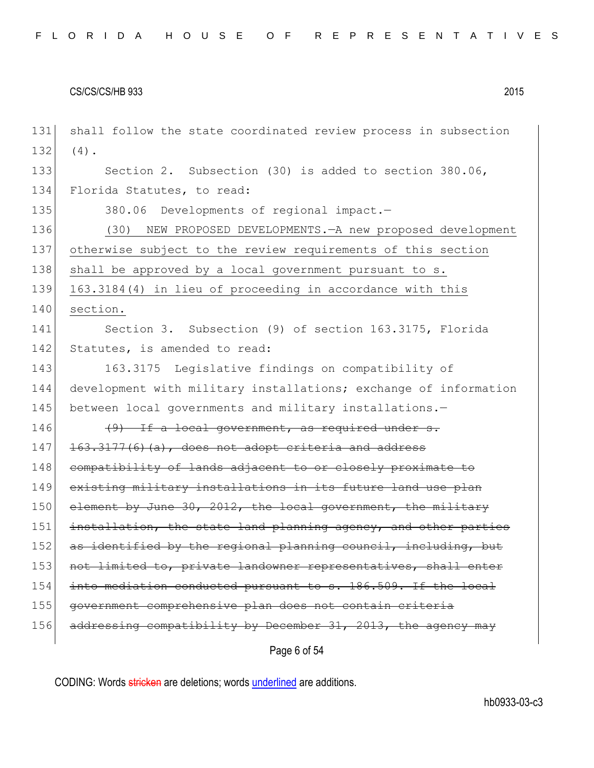131 shall follow the state coordinated review process in subsection
132 (4).

133 Section 2. Subsection (30) is added to section 380.06,
134 Florida Statutes, to read:

135 380.06 Developments of regional impact.—

136 <u>(30) NEW PROPOSED DEVELOPMENTS.—A new proposed development</u>
137 <u>otherwise subject to the review requirements of this section</u>
138 <u>shall be approved by a local government pursuant to s.</u>
139 <u>163.3184(4) in lieu of proceeding in accordance with this</u>
140 <u>section.</u>

141 Section 3. Subsection (9) of section 163.3175, Florida
142 Statutes, is amended to read:

143 163.3175 Legislative findings on compatibility of
144 development with military installations; exchange of information
145 between local governments and military installations.—

146 ~~(9) If a local government, as required under s.~~
147 ~~163.3177(6)(a), does not adopt criteria and address~~
148 ~~compatibility of lands adjacent to or closely proximate to~~
149 ~~existing military installations in its future land use plan~~
150 ~~element by June 30, 2012, the local government, the military~~
151 ~~installation, the state land planning agency, and other parties~~
152 ~~as identified by the regional planning council, including, but~~
153 ~~not limited to, private landowner representatives, shall enter~~
154 ~~into mediation conducted pursuant to s. 186.509. If the local~~
155 ~~government comprehensive plan does not contain criteria~~
156 ~~addressing compatibility by December 31, 2013, the agency may~~

CODING: Words ~~stricken~~ are deletions; words <u>underlined</u> are additions.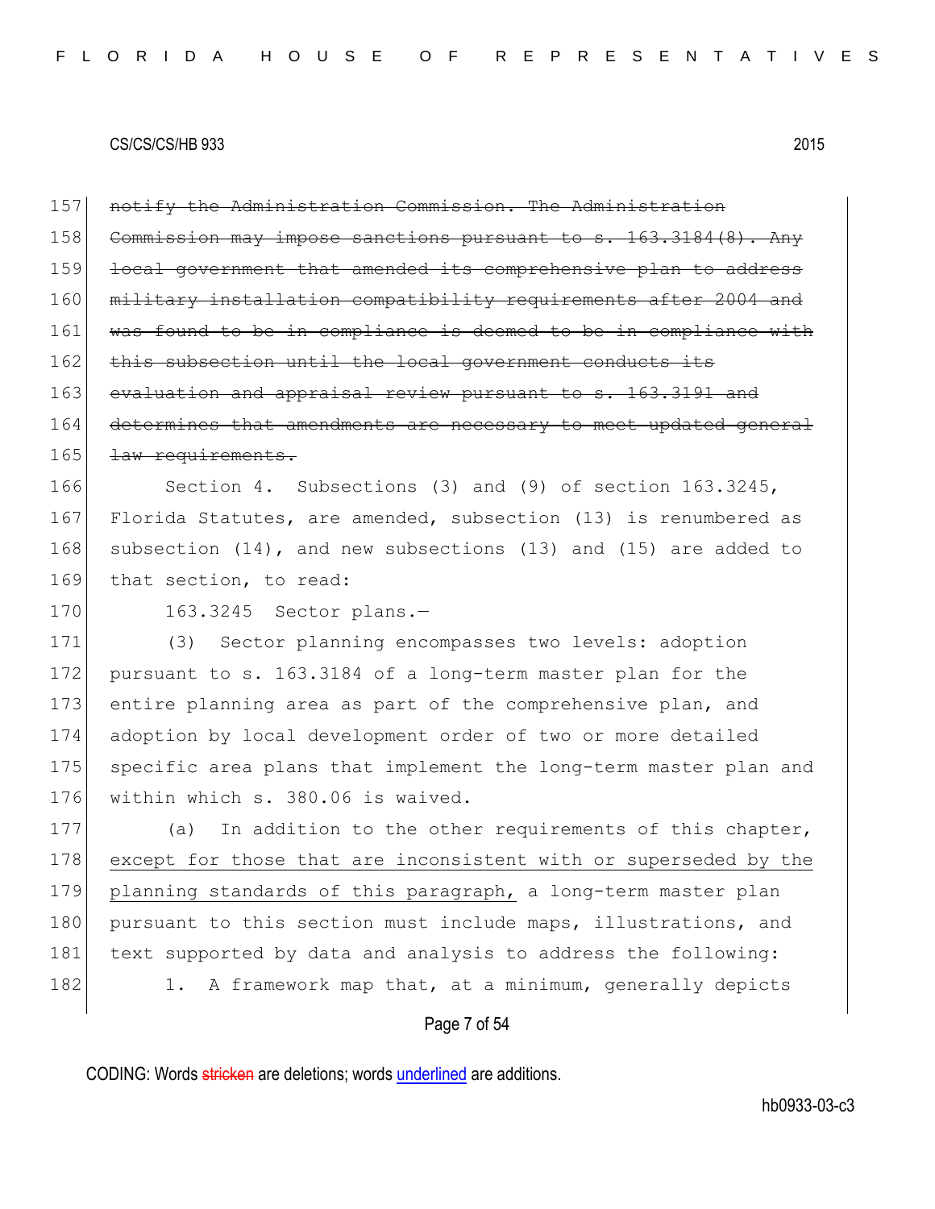~~notify the Administration Commission. The Administration Commission may impose sanctions pursuant to s. 163.3184(8). Any local government that amended its comprehensive plan to address military installation compatibility requirements after 2004 and was found to be in compliance is deemed to be in compliance with this subsection until the local government conducts its evaluation and appraisal review pursuant to s. 163.3191 and determines that amendments are necessary to meet updated general law requirements.~~

Section 4. Subsections (3) and (9) of section 163.3245, Florida Statutes, are amended, subsection (13) is renumbered as subsection (14), and new subsections (13) and (15) are added to that section, to read:

163.3245 Sector plans.—

(3) Sector planning encompasses two levels: adoption pursuant to s. 163.3184 of a long-term master plan for the entire planning area as part of the comprehensive plan, and adoption by local development order of two or more detailed specific area plans that implement the long-term master plan and within which s. 380.06 is waived.

(a) In addition to the other requirements of this chapter, <u>except for those that are inconsistent with or superseded by the planning standards of this paragraph,</u> a long-term master plan pursuant to this section must include maps, illustrations, and text supported by data and analysis to address the following:

1. A framework map that, at a minimum, generally depicts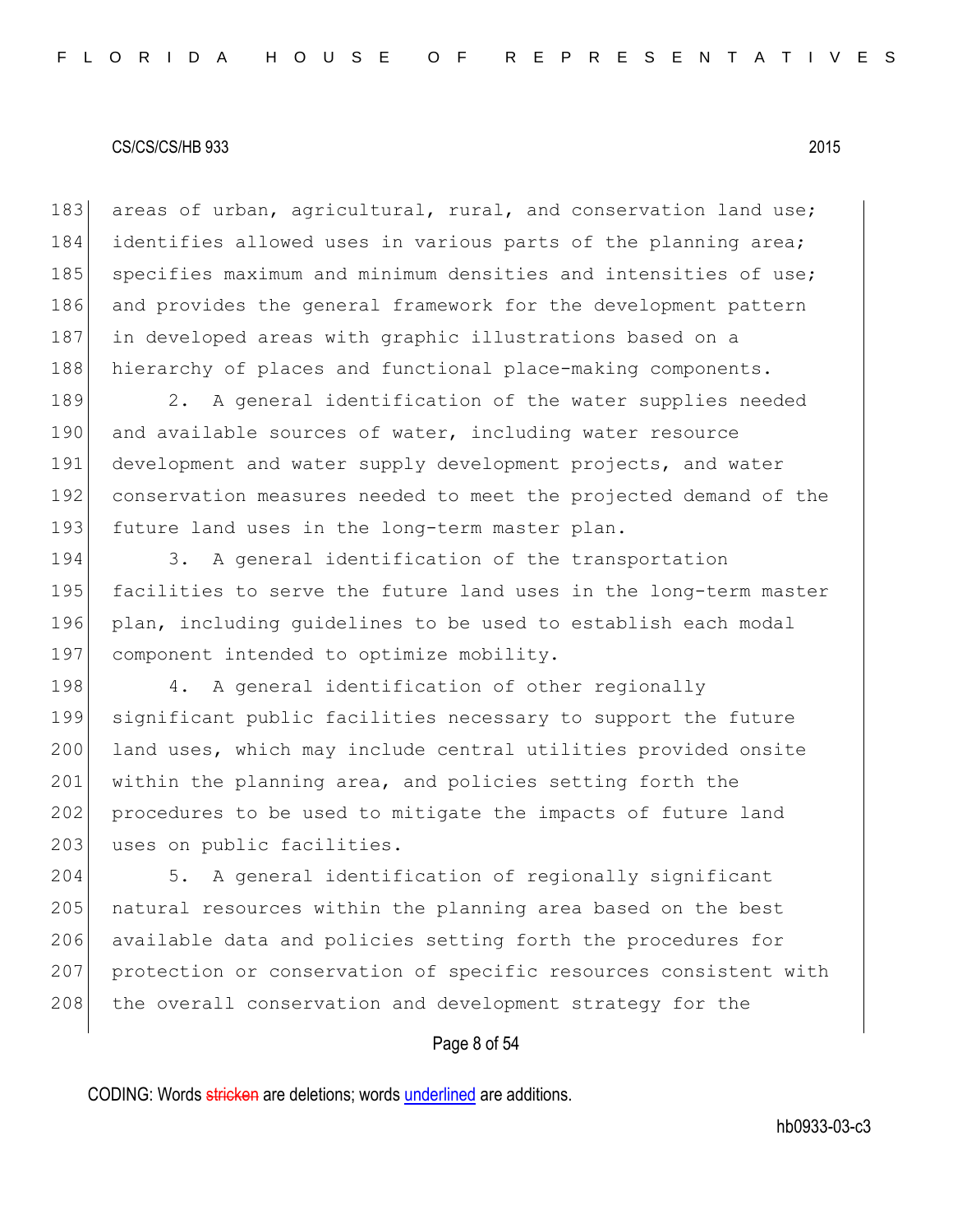areas of urban, agricultural, rural, and conservation land use; identifies allowed uses in various parts of the planning area; specifies maximum and minimum densities and intensities of use; and provides the general framework for the development pattern in developed areas with graphic illustrations based on a hierarchy of places and functional place-making components.

2. A general identification of the water supplies needed and available sources of water, including water resource development and water supply development projects, and water conservation measures needed to meet the projected demand of the future land uses in the long-term master plan.

3. A general identification of the transportation facilities to serve the future land uses in the long-term master plan, including guidelines to be used to establish each modal component intended to optimize mobility.

4. A general identification of other regionally significant public facilities necessary to support the future land uses, which may include central utilities provided onsite within the planning area, and policies setting forth the procedures to be used to mitigate the impacts of future land uses on public facilities.

5. A general identification of regionally significant natural resources within the planning area based on the best available data and policies setting forth the procedures for protection or conservation of specific resources consistent with the overall conservation and development strategy for the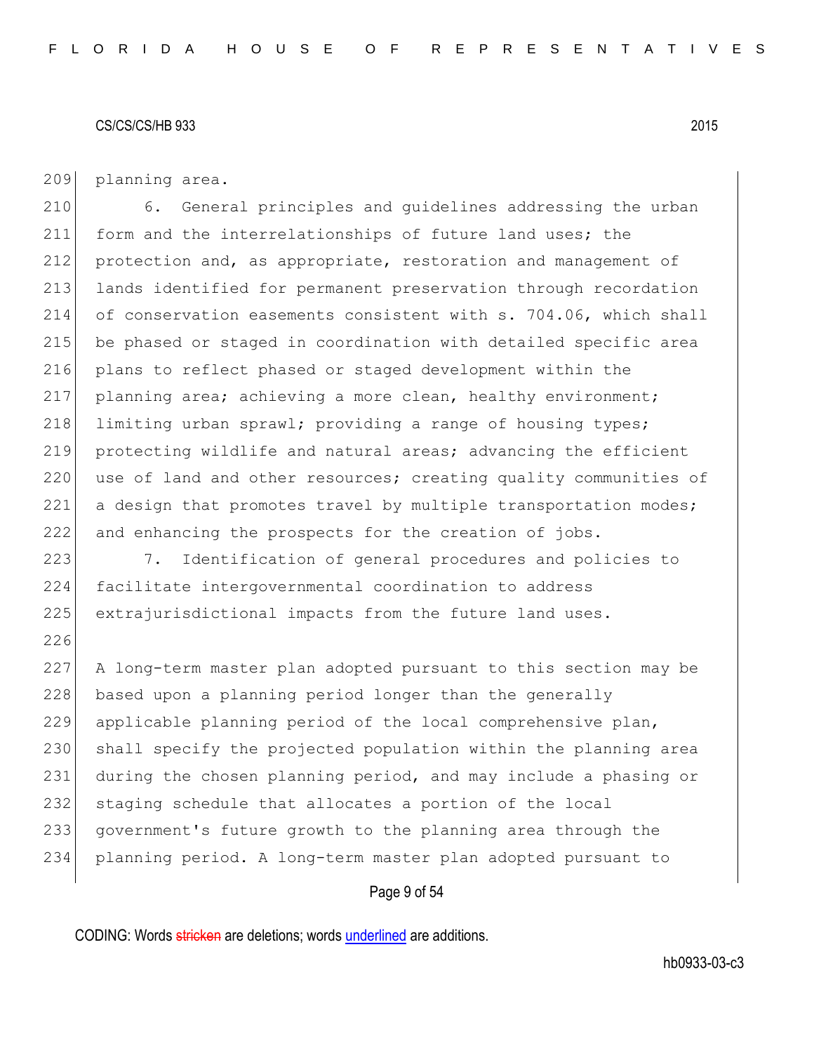planning area.

6. General principles and guidelines addressing the urban form and the interrelationships of future land uses; the protection and, as appropriate, restoration and management of lands identified for permanent preservation through recordation of conservation easements consistent with s. 704.06, which shall be phased or staged in coordination with detailed specific area plans to reflect phased or staged development within the planning area; achieving a more clean, healthy environment; limiting urban sprawl; providing a range of housing types; protecting wildlife and natural areas; advancing the efficient use of land and other resources; creating quality communities of a design that promotes travel by multiple transportation modes; and enhancing the prospects for the creation of jobs.

7. Identification of general procedures and policies to facilitate intergovernmental coordination to address extrajurisdictional impacts from the future land uses.

A long-term master plan adopted pursuant to this section may be based upon a planning period longer than the generally applicable planning period of the local comprehensive plan, shall specify the projected population within the planning area during the chosen planning period, and may include a phasing or staging schedule that allocates a portion of the local government's future growth to the planning area through the planning period. A long-term master plan adopted pursuant to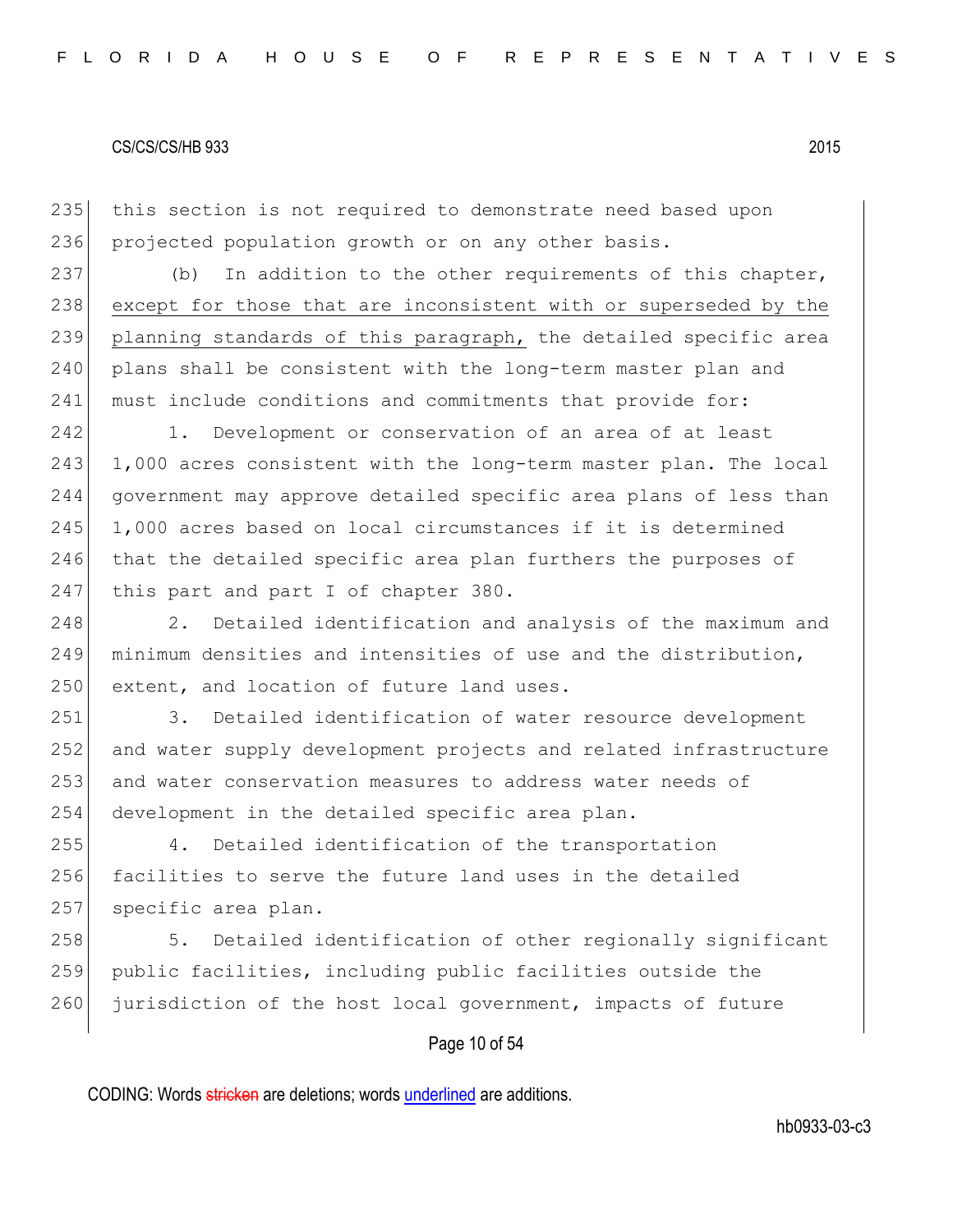this section is not required to demonstrate need based upon projected population growth or on any other basis.

(b) In addition to the other requirements of this chapter, except for those that are inconsistent with or superseded by the planning standards of this paragraph, the detailed specific area plans shall be consistent with the long-term master plan and must include conditions and commitments that provide for:

1. Development or conservation of an area of at least 1,000 acres consistent with the long-term master plan. The local government may approve detailed specific area plans of less than 1,000 acres based on local circumstances if it is determined that the detailed specific area plan furthers the purposes of this part and part I of chapter 380.

2. Detailed identification and analysis of the maximum and minimum densities and intensities of use and the distribution, extent, and location of future land uses.

3. Detailed identification of water resource development and water supply development projects and related infrastructure and water conservation measures to address water needs of development in the detailed specific area plan.

4. Detailed identification of the transportation facilities to serve the future land uses in the detailed specific area plan.

5. Detailed identification of other regionally significant public facilities, including public facilities outside the jurisdiction of the host local government, impacts of future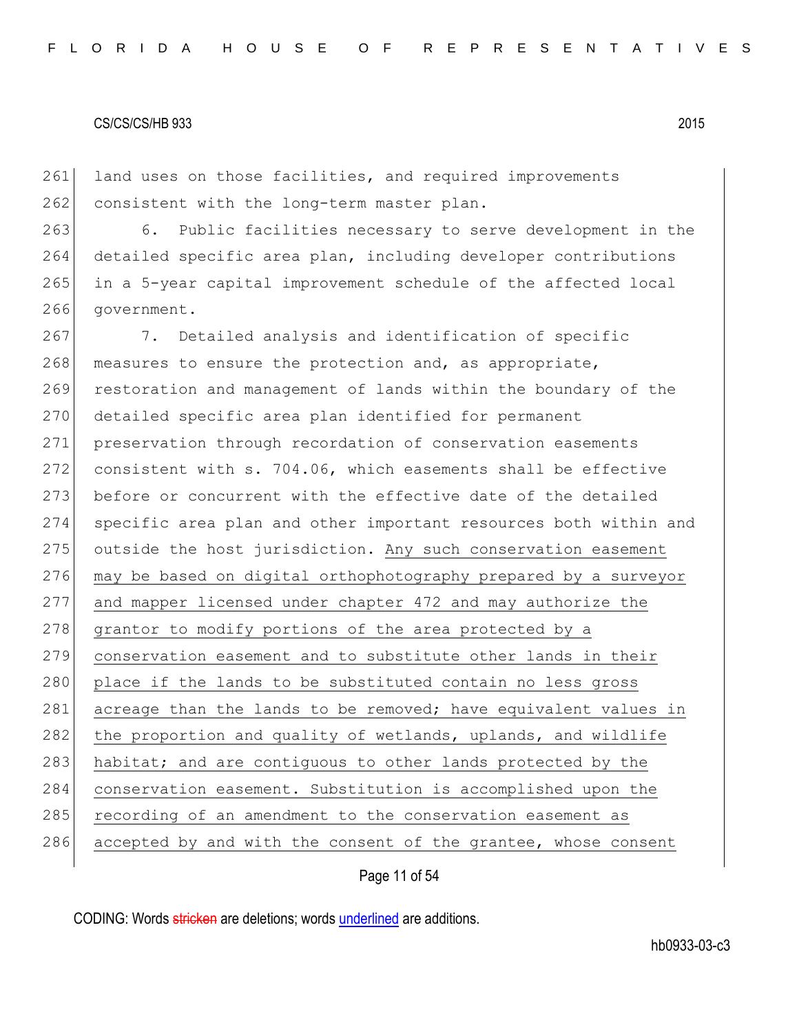land uses on those facilities, and required improvements consistent with the long-term master plan.

6. Public facilities necessary to serve development in the detailed specific area plan, including developer contributions in a 5-year capital improvement schedule of the affected local government.

7. Detailed analysis and identification of specific measures to ensure the protection and, as appropriate, restoration and management of lands within the boundary of the detailed specific area plan identified for permanent preservation through recordation of conservation easements consistent with s. 704.06, which easements shall be effective before or concurrent with the effective date of the detailed specific area plan and other important resources both within and outside the host jurisdiction. <u>Any such conservation easement may be based on digital orthophotography prepared by a surveyor and mapper licensed under chapter 472 and may authorize the grantor to modify portions of the area protected by a conservation easement and to substitute other lands in their place if the lands to be substituted contain no less gross acreage than the lands to be removed; have equivalent values in the proportion and quality of wetlands, uplands, and wildlife habitat; and are contiguous to other lands protected by the conservation easement. Substitution is accomplished upon the recording of an amendment to the conservation easement as accepted by and with the consent of the grantee, whose consent</u>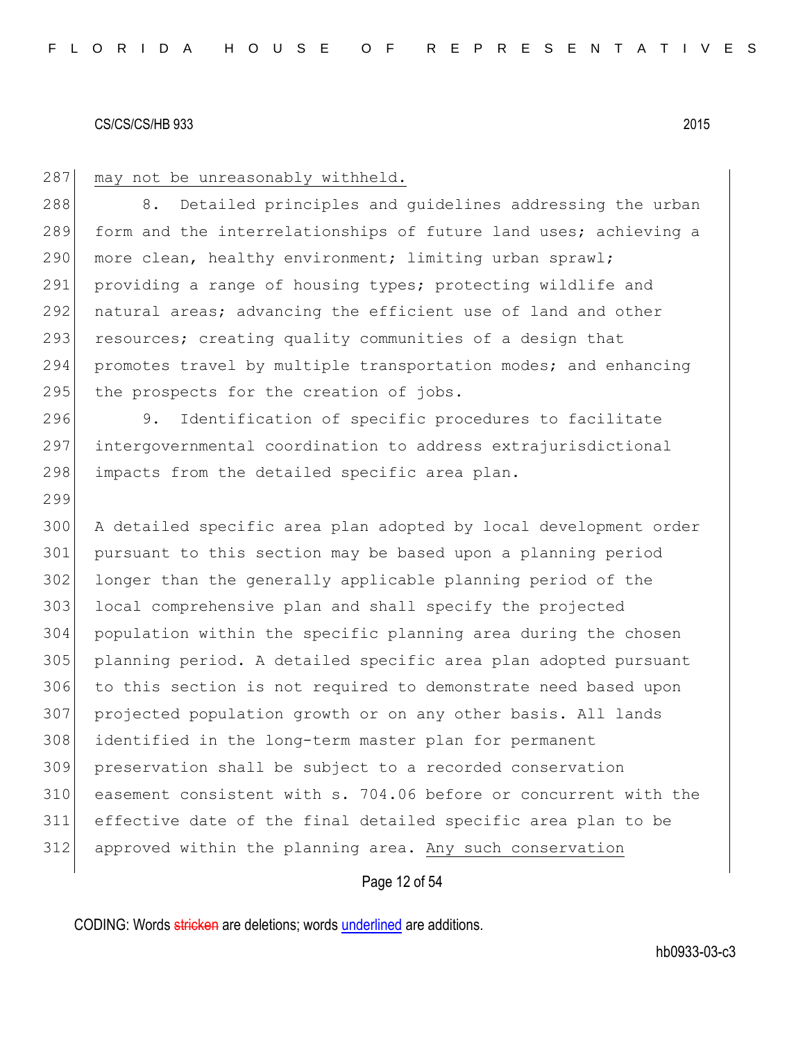may not be unreasonably withheld.

8. Detailed principles and guidelines addressing the urban form and the interrelationships of future land uses; achieving a more clean, healthy environment; limiting urban sprawl; providing a range of housing types; protecting wildlife and natural areas; advancing the efficient use of land and other resources; creating quality communities of a design that promotes travel by multiple transportation modes; and enhancing the prospects for the creation of jobs.

9. Identification of specific procedures to facilitate intergovernmental coordination to address extrajurisdictional impacts from the detailed specific area plan.

A detailed specific area plan adopted by local development order pursuant to this section may be based upon a planning period longer than the generally applicable planning period of the local comprehensive plan and shall specify the projected population within the specific planning area during the chosen planning period. A detailed specific area plan adopted pursuant to this section is not required to demonstrate need based upon projected population growth or on any other basis. All lands identified in the long-term master plan for permanent preservation shall be subject to a recorded conservation easement consistent with s. 704.06 before or concurrent with the effective date of the final detailed specific area plan to be approved within the planning area. Any such conservation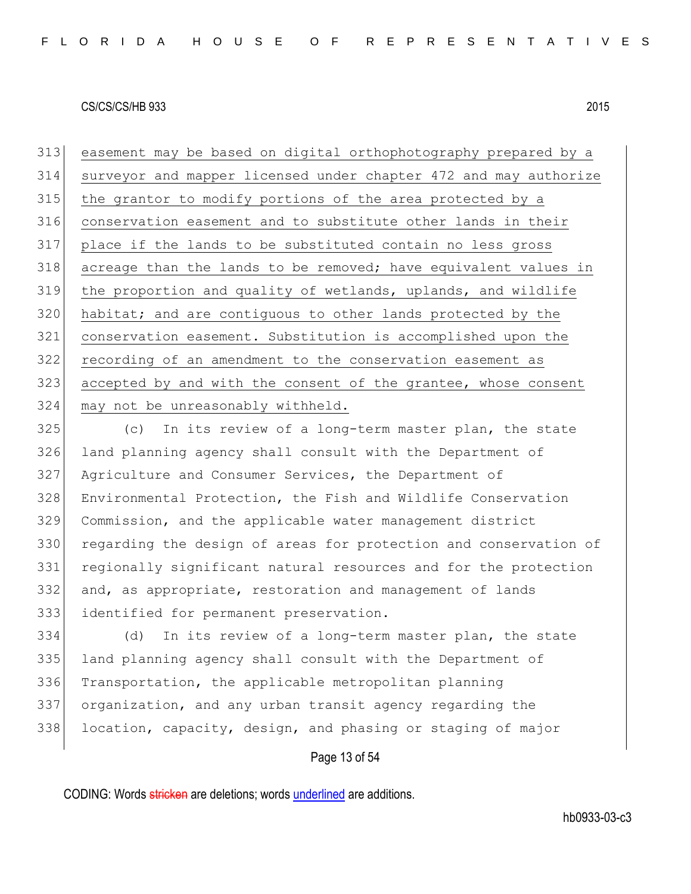easement may be based on digital orthophotography prepared by a surveyor and mapper licensed under chapter 472 and may authorize the grantor to modify portions of the area protected by a conservation easement and to substitute other lands in their place if the lands to be substituted contain no less gross acreage than the lands to be removed; have equivalent values in the proportion and quality of wetlands, uplands, and wildlife habitat; and are contiguous to other lands protected by the conservation easement. Substitution is accomplished upon the recording of an amendment to the conservation easement as accepted by and with the consent of the grantee, whose consent may not be unreasonably withheld.

(c) In its review of a long-term master plan, the state land planning agency shall consult with the Department of Agriculture and Consumer Services, the Department of Environmental Protection, the Fish and Wildlife Conservation Commission, and the applicable water management district regarding the design of areas for protection and conservation of regionally significant natural resources and for the protection and, as appropriate, restoration and management of lands identified for permanent preservation.

(d) In its review of a long-term master plan, the state land planning agency shall consult with the Department of Transportation, the applicable metropolitan planning organization, and any urban transit agency regarding the location, capacity, design, and phasing or staging of major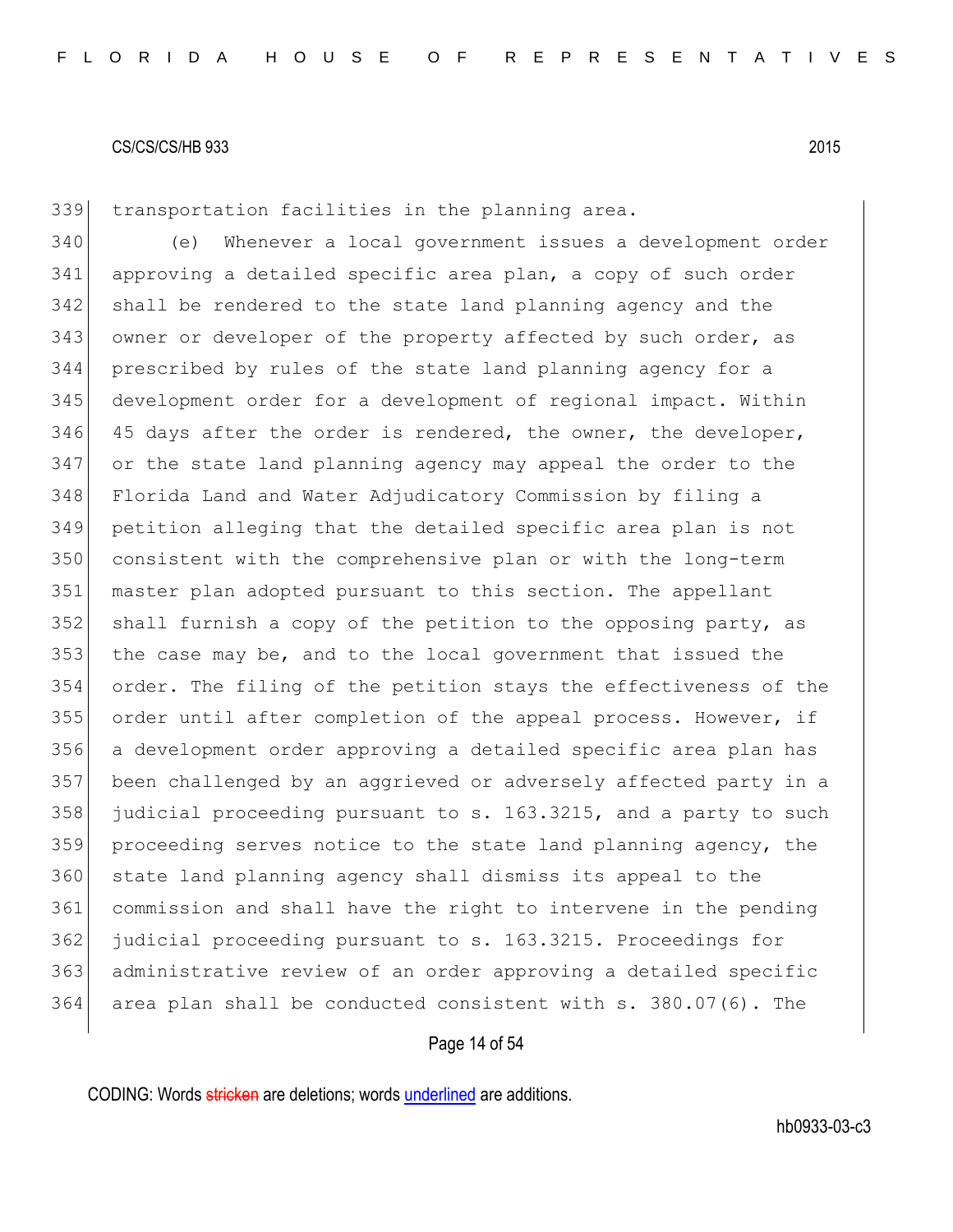transportation facilities in the planning area.

(e) Whenever a local government issues a development order approving a detailed specific area plan, a copy of such order shall be rendered to the state land planning agency and the owner or developer of the property affected by such order, as prescribed by rules of the state land planning agency for a development order for a development of regional impact. Within 45 days after the order is rendered, the owner, the developer, or the state land planning agency may appeal the order to the Florida Land and Water Adjudicatory Commission by filing a petition alleging that the detailed specific area plan is not consistent with the comprehensive plan or with the long-term master plan adopted pursuant to this section. The appellant shall furnish a copy of the petition to the opposing party, as the case may be, and to the local government that issued the order. The filing of the petition stays the effectiveness of the order until after completion of the appeal process. However, if a development order approving a detailed specific area plan has been challenged by an aggrieved or adversely affected party in a judicial proceeding pursuant to s. 163.3215, and a party to such proceeding serves notice to the state land planning agency, the state land planning agency shall dismiss its appeal to the commission and shall have the right to intervene in the pending judicial proceeding pursuant to s. 163.3215. Proceedings for administrative review of an order approving a detailed specific area plan shall be conducted consistent with s. 380.07(6). The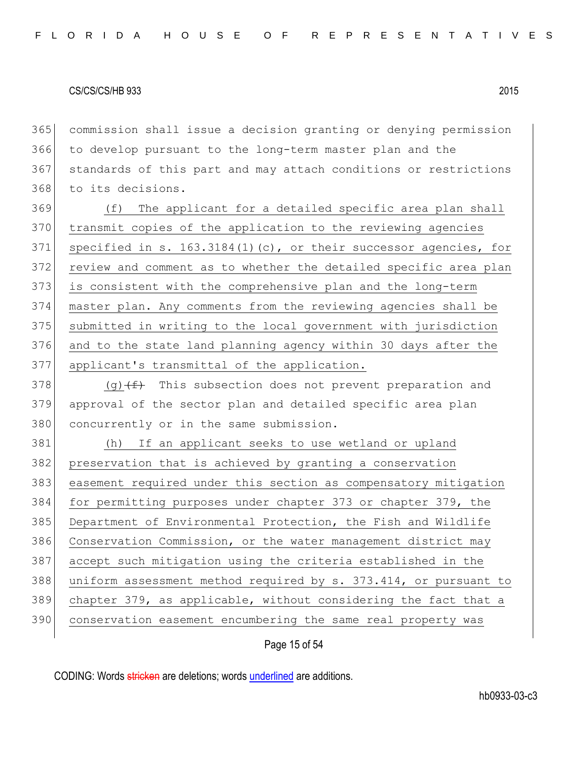commission shall issue a decision granting or denying permission to develop pursuant to the long-term master plan and the standards of this part and may attach conditions or restrictions to its decisions.

<u>(f) The applicant for a detailed specific area plan shall transmit copies of the application to the reviewing agencies specified in s. 163.3184(1)(c), or their successor agencies, for review and comment as to whether the detailed specific area plan is consistent with the comprehensive plan and the long-term master plan. Any comments from the reviewing agencies shall be submitted in writing to the local government with jurisdiction and to the state land planning agency within 30 days after the applicant's transmittal of the application.</u>

<u>(g)</u>~~(f)~~ This subsection does not prevent preparation and approval of the sector plan and detailed specific area plan concurrently or in the same submission.

<u>(h) If an applicant seeks to use wetland or upland preservation that is achieved by granting a conservation easement required under this section as compensatory mitigation for permitting purposes under chapter 373 or chapter 379, the Department of Environmental Protection, the Fish and Wildlife Conservation Commission, or the water management district may accept such mitigation using the criteria established in the uniform assessment method required by s. 373.414, or pursuant to chapter 379, as applicable, without considering the fact that a conservation easement encumbering the same real property was</u>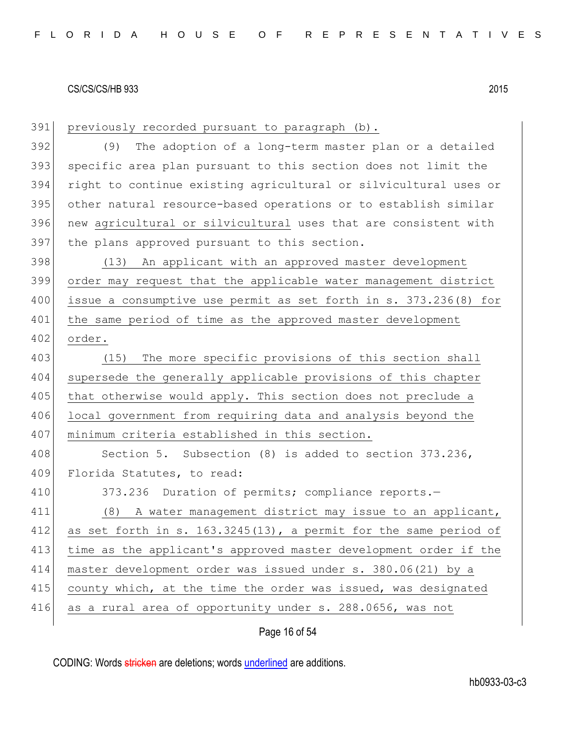previously recorded pursuant to paragraph (b).

(9) The adoption of a long-term master plan or a detailed specific area plan pursuant to this section does not limit the right to continue existing agricultural or silvicultural uses or other natural resource-based operations or to establish similar new agricultural or silvicultural uses that are consistent with the plans approved pursuant to this section.

(13) An applicant with an approved master development order may request that the applicable water management district issue a consumptive use permit as set forth in s. 373.236(8) for the same period of time as the approved master development order.

(15) The more specific provisions of this section shall supersede the generally applicable provisions of this chapter that otherwise would apply. This section does not preclude a local government from requiring data and analysis beyond the minimum criteria established in this section.

Section 5. Subsection (8) is added to section 373.236, Florida Statutes, to read:

373.236 Duration of permits; compliance reports.—

(8) A water management district may issue to an applicant, as set forth in s. 163.3245(13), a permit for the same period of time as the applicant's approved master development order if the master development order was issued under s. 380.06(21) by a county which, at the time the order was issued, was designated as a rural area of opportunity under s. 288.0656, was not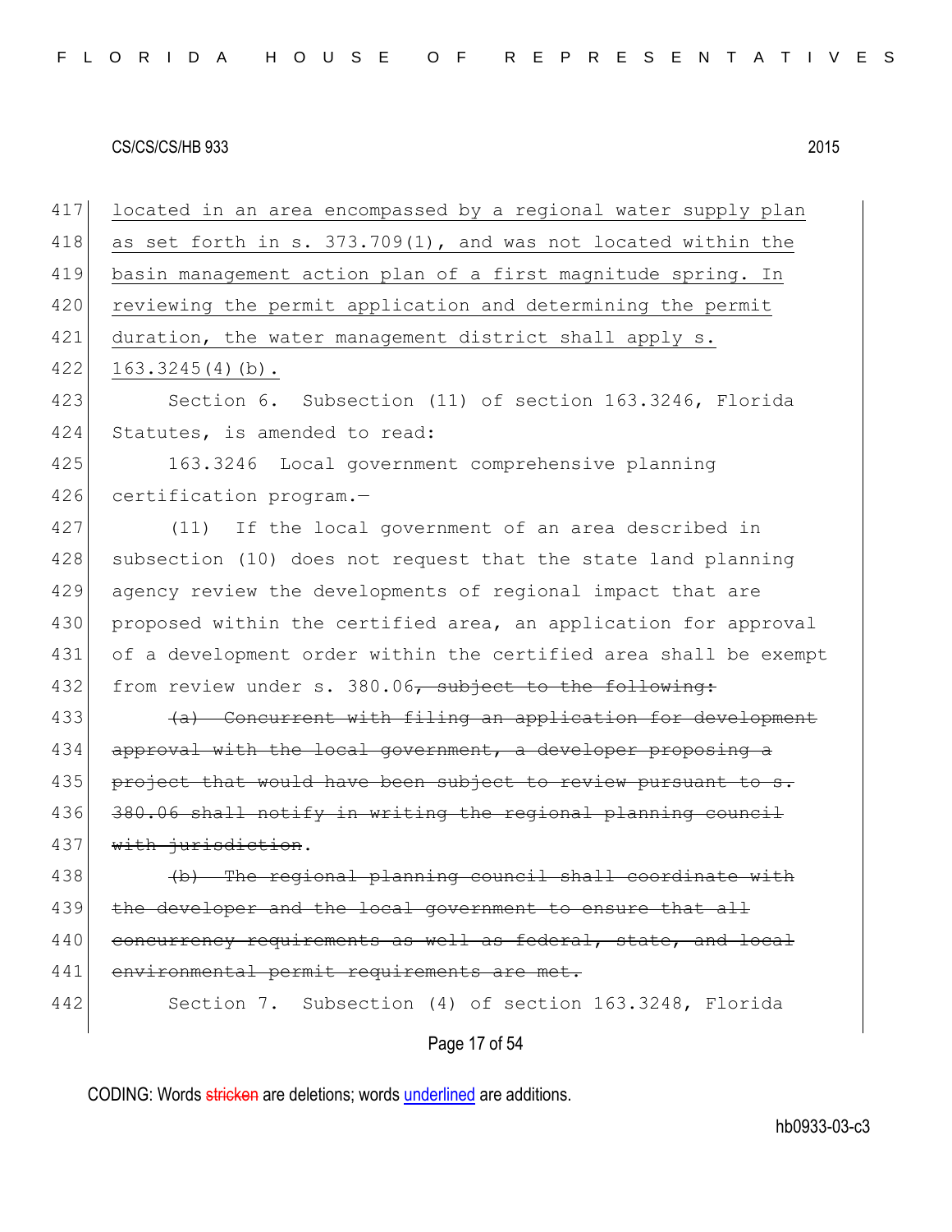located in an area encompassed by a regional water supply plan as set forth in s. 373.709(1), and was not located within the basin management action plan of a first magnitude spring. In reviewing the permit application and determining the permit duration, the water management district shall apply s. 163.3245(4)(b).

Section 6. Subsection (11) of section 163.3246, Florida Statutes, is amended to read:

163.3246 Local government comprehensive planning certification program.—

(11) If the local government of an area described in subsection (10) does not request that the state land planning agency review the developments of regional impact that are proposed within the certified area, an application for approval of a development order within the certified area shall be exempt from review under s. 380.06~~, subject to the following:~~

~~(a) Concurrent with filing an application for development approval with the local government, a developer proposing a project that would have been subject to review pursuant to s. 380.06 shall notify in writing the regional planning council with jurisdiction~~.

~~(b) The regional planning council shall coordinate with the developer and the local government to ensure that all concurrency requirements as well as federal, state, and local environmental permit requirements are met.~~

Section 7. Subsection (4) of section 163.3248, Florida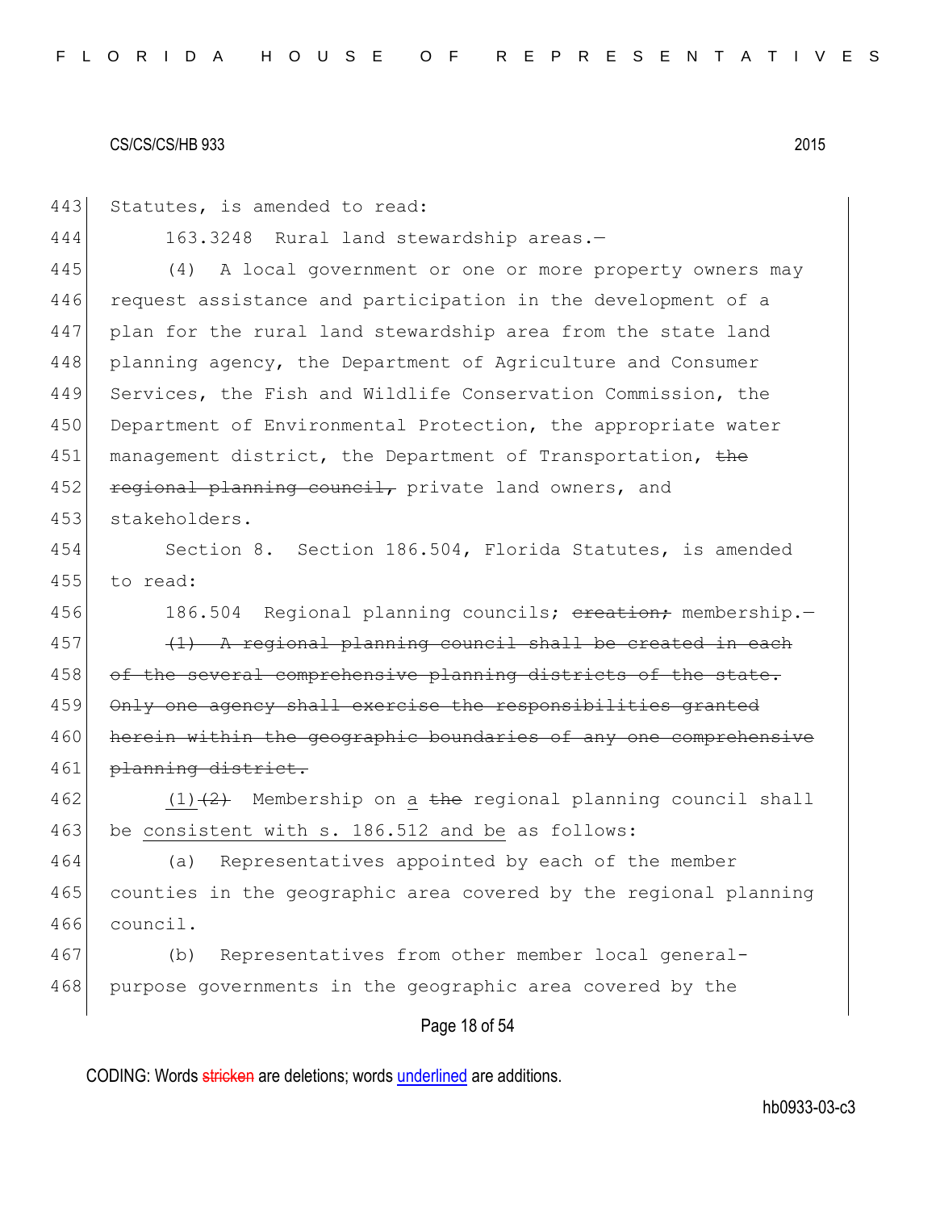Statutes, is amended to read:

163.3248 Rural land stewardship areas.—

(4) A local government or one or more property owners may request assistance and participation in the development of a plan for the rural land stewardship area from the state land planning agency, the Department of Agriculture and Consumer Services, the Fish and Wildlife Conservation Commission, the Department of Environmental Protection, the appropriate water management district, the Department of Transportation, ~~the regional planning council,~~ private land owners, and stakeholders.

Section 8. Section 186.504, Florida Statutes, is amended to read:

186.504 Regional planning councils; ~~creation;~~ membership.—

~~(1) A regional planning council shall be created in each of the several comprehensive planning districts of the state. Only one agency shall exercise the responsibilities granted herein within the geographic boundaries of any one comprehensive planning district.~~

<u>(1)</u>~~(2)~~ Membership on <u>a</u> ~~the~~ regional planning council shall be <u>consistent with s. 186.512 and be</u> as follows:

(a) Representatives appointed by each of the member counties in the geographic area covered by the regional planning council.

(b) Representatives from other member local general-purpose governments in the geographic area covered by the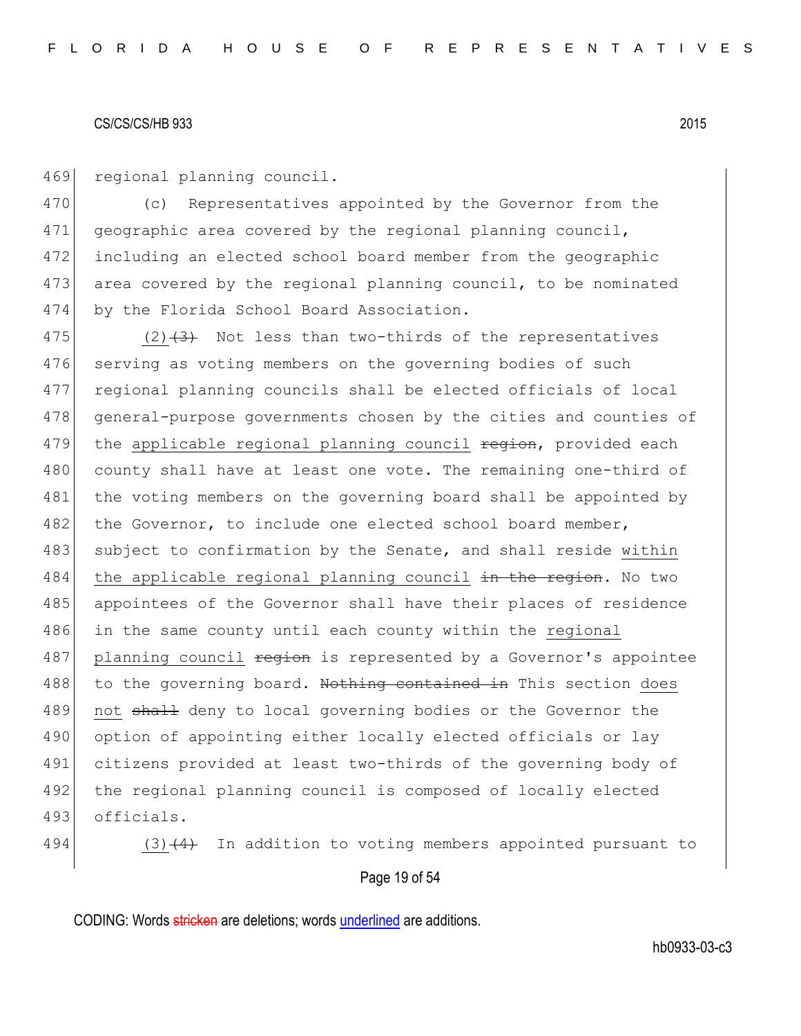469 regional planning council.

470 (c) Representatives appointed by the Governor from the
471 geographic area covered by the regional planning council,
472 including an elected school board member from the geographic
473 area covered by the regional planning council, to be nominated
474 by the Florida School Board Association.

475 (2) ~~(3)~~ Not less than two-thirds of the representatives
476 serving as voting members on the governing bodies of such
477 regional planning councils shall be elected officials of local
478 general-purpose governments chosen by the cities and counties of
479 the applicable regional planning council ~~region~~, provided each
480 county shall have at least one vote. The remaining one-third of
481 the voting members on the governing board shall be appointed by
482 the Governor, to include one elected school board member,
483 subject to confirmation by the Senate, and shall reside within
484 the applicable regional planning council ~~in the region~~. No two
485 appointees of the Governor shall have their places of residence
486 in the same county until each county within the regional
487 planning council ~~region~~ is represented by a Governor's appointee
488 to the governing board. ~~Nothing contained in~~ This section does
489 not ~~shall~~ deny to local governing bodies or the Governor the
490 option of appointing either locally elected officials or lay
491 citizens provided at least two-thirds of the governing body of
492 the regional planning council is composed of locally elected
493 officials.

494 (3) ~~(4)~~ In addition to voting members appointed pursuant to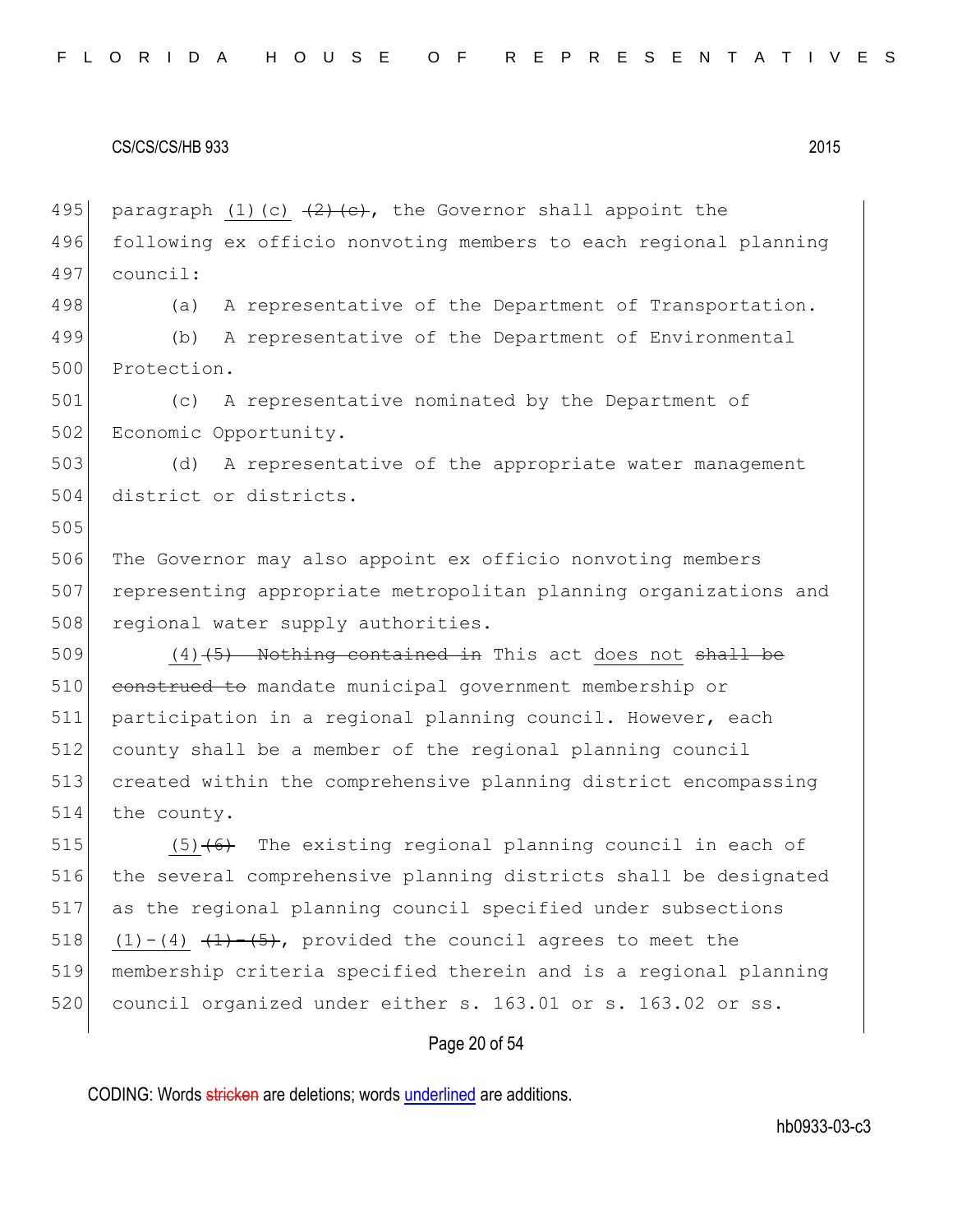paragraph (1)(c) ~~(2)(c)~~, the Governor shall appoint the following ex officio nonvoting members to each regional planning council:

(a) A representative of the Department of Transportation.

(b) A representative of the Department of Environmental Protection.

(c) A representative nominated by the Department of Economic Opportunity.

(d) A representative of the appropriate water management district or districts.

The Governor may also appoint ex officio nonvoting members representing appropriate metropolitan planning organizations and regional water supply authorities.

(4) ~~(5) Nothing contained in~~ This act does not ~~shall be construed to~~ mandate municipal government membership or participation in a regional planning council. However, each county shall be a member of the regional planning council created within the comprehensive planning district encompassing the county.

(5) ~~(6)~~ The existing regional planning council in each of the several comprehensive planning districts shall be designated as the regional planning council specified under subsections (1)-(4) ~~(1)-(5)~~, provided the council agrees to meet the membership criteria specified therein and is a regional planning council organized under either s. 163.01 or s. 163.02 or ss.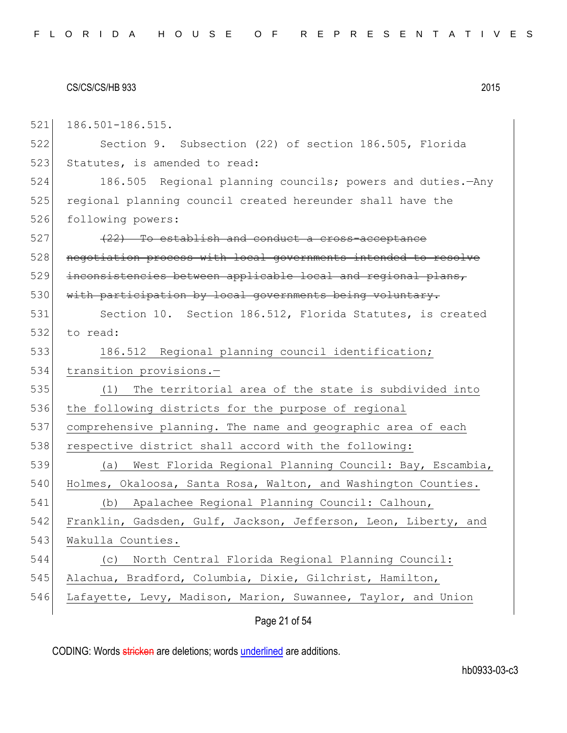186.501-186.515.

Section 9. Subsection (22) of section 186.505, Florida Statutes, is amended to read:

186.505 Regional planning councils; powers and duties.—Any regional planning council created hereunder shall have the following powers:

~~(22) To establish and conduct a cross-acceptance negotiation process with local governments intended to resolve inconsistencies between applicable local and regional plans, with participation by local governments being voluntary.~~

Section 10. Section 186.512, Florida Statutes, is created to read:

<u>186.512 Regional planning council identification; transition provisions.—</u>

<u>(1) The territorial area of the state is subdivided into the following districts for the purpose of regional comprehensive planning. The name and geographic area of each respective district shall accord with the following:</u>

<u>(a) West Florida Regional Planning Council: Bay, Escambia, Holmes, Okaloosa, Santa Rosa, Walton, and Washington Counties.</u>

<u>(b) Apalachee Regional Planning Council: Calhoun, Franklin, Gadsden, Gulf, Jackson, Jefferson, Leon, Liberty, and Wakulla Counties.</u>

<u>(c) North Central Florida Regional Planning Council: Alachua, Bradford, Columbia, Dixie, Gilchrist, Hamilton, Lafayette, Levy, Madison, Marion, Suwannee, Taylor, and Union</u>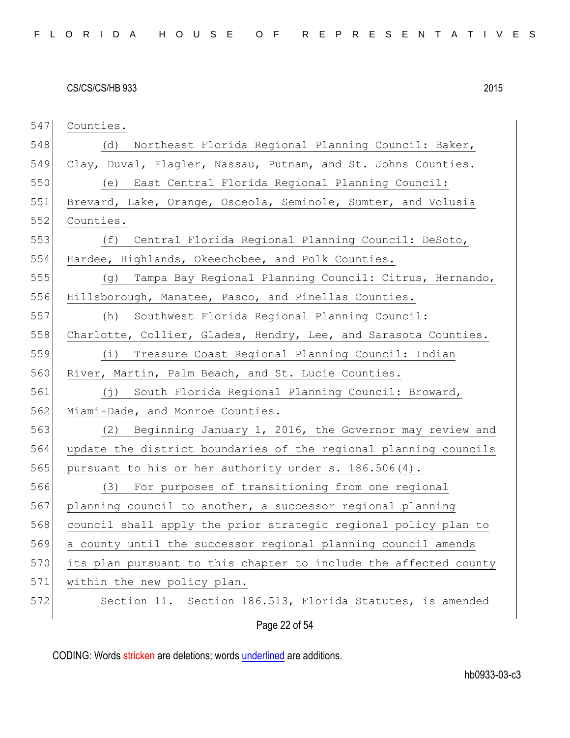Counties.

(d) Northeast Florida Regional Planning Council: Baker, Clay, Duval, Flagler, Nassau, Putnam, and St. Johns Counties.

(e) East Central Florida Regional Planning Council: Brevard, Lake, Orange, Osceola, Seminole, Sumter, and Volusia Counties.

(f) Central Florida Regional Planning Council: DeSoto, Hardee, Highlands, Okeechobee, and Polk Counties.

(g) Tampa Bay Regional Planning Council: Citrus, Hernando, Hillsborough, Manatee, Pasco, and Pinellas Counties.

(h) Southwest Florida Regional Planning Council: Charlotte, Collier, Glades, Hendry, Lee, and Sarasota Counties.

(i) Treasure Coast Regional Planning Council: Indian River, Martin, Palm Beach, and St. Lucie Counties.

(j) South Florida Regional Planning Council: Broward, Miami-Dade, and Monroe Counties.

(2) Beginning January 1, 2016, the Governor may review and update the district boundaries of the regional planning councils pursuant to his or her authority under s. 186.506(4).

(3) For purposes of transitioning from one regional planning council to another, a successor regional planning council shall apply the prior strategic regional policy plan to a county until the successor regional planning council amends its plan pursuant to this chapter to include the affected county within the new policy plan.

Section 11. Section 186.513, Florida Statutes, is amended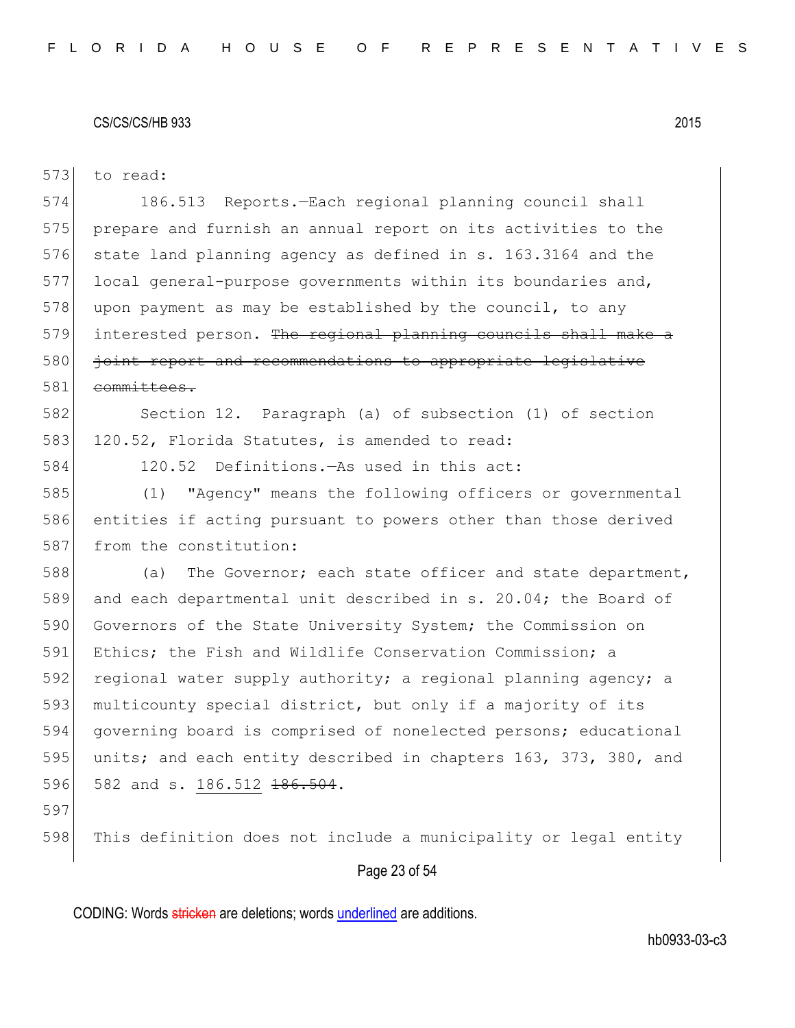to read:

186.513 Reports.—Each regional planning council shall prepare and furnish an annual report on its activities to the state land planning agency as defined in s. 163.3164 and the local general-purpose governments within its boundaries and, upon payment as may be established by the council, to any interested person. ~~The regional planning councils shall make a joint report and recommendations to appropriate legislative committees.~~

Section 12. Paragraph (a) of subsection (1) of section 120.52, Florida Statutes, is amended to read:

120.52 Definitions.—As used in this act:

(1) "Agency" means the following officers or governmental entities if acting pursuant to powers other than those derived from the constitution:

(a) The Governor; each state officer and state department, and each departmental unit described in s. 20.04; the Board of Governors of the State University System; the Commission on Ethics; the Fish and Wildlife Conservation Commission; a regional water supply authority; a regional planning agency; a multicounty special district, but only if a majority of its governing board is comprised of nonelected persons; educational units; and each entity described in chapters 163, 373, 380, and 582 and s. <u>186.512</u> ~~186.504~~.

This definition does not include a municipality or legal entity

CODING: Words ~~stricken~~ are deletions; words <u>underlined</u> are additions.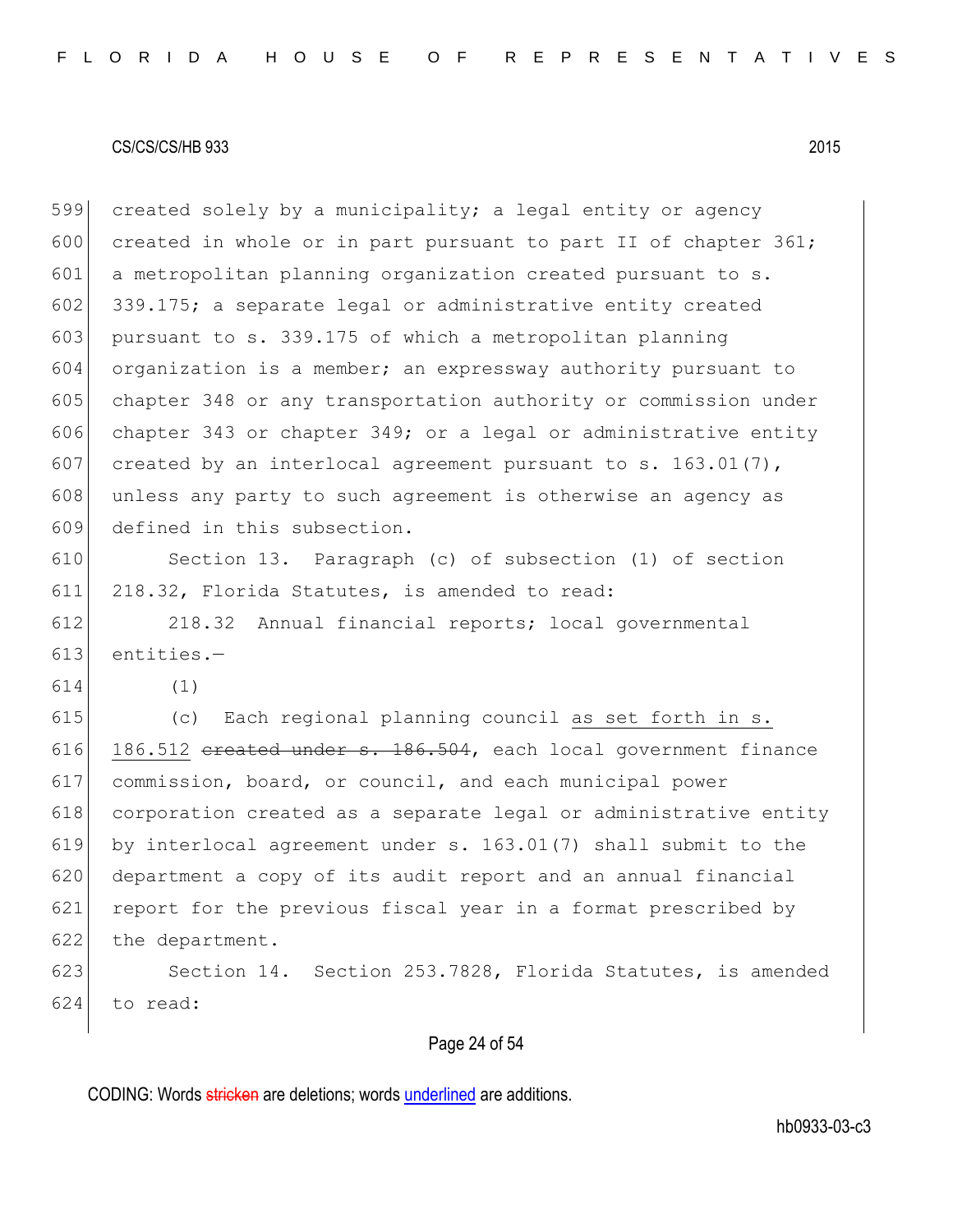created solely by a municipality; a legal entity or agency created in whole or in part pursuant to part II of chapter 361; a metropolitan planning organization created pursuant to s. 339.175; a separate legal or administrative entity created pursuant to s. 339.175 of which a metropolitan planning organization is a member; an expressway authority pursuant to chapter 348 or any transportation authority or commission under chapter 343 or chapter 349; or a legal or administrative entity created by an interlocal agreement pursuant to s. 163.01(7), unless any party to such agreement is otherwise an agency as defined in this subsection.

Section 13. Paragraph (c) of subsection (1) of section 218.32, Florida Statutes, is amended to read:

218.32 Annual financial reports; local governmental entities.—

(1)

(c) Each regional planning council as set forth in s. 186.512 ~~created under s. 186.504~~, each local government finance commission, board, or council, and each municipal power corporation created as a separate legal or administrative entity by interlocal agreement under s. 163.01(7) shall submit to the department a copy of its audit report and an annual financial report for the previous fiscal year in a format prescribed by the department.

Section 14. Section 253.7828, Florida Statutes, is amended to read: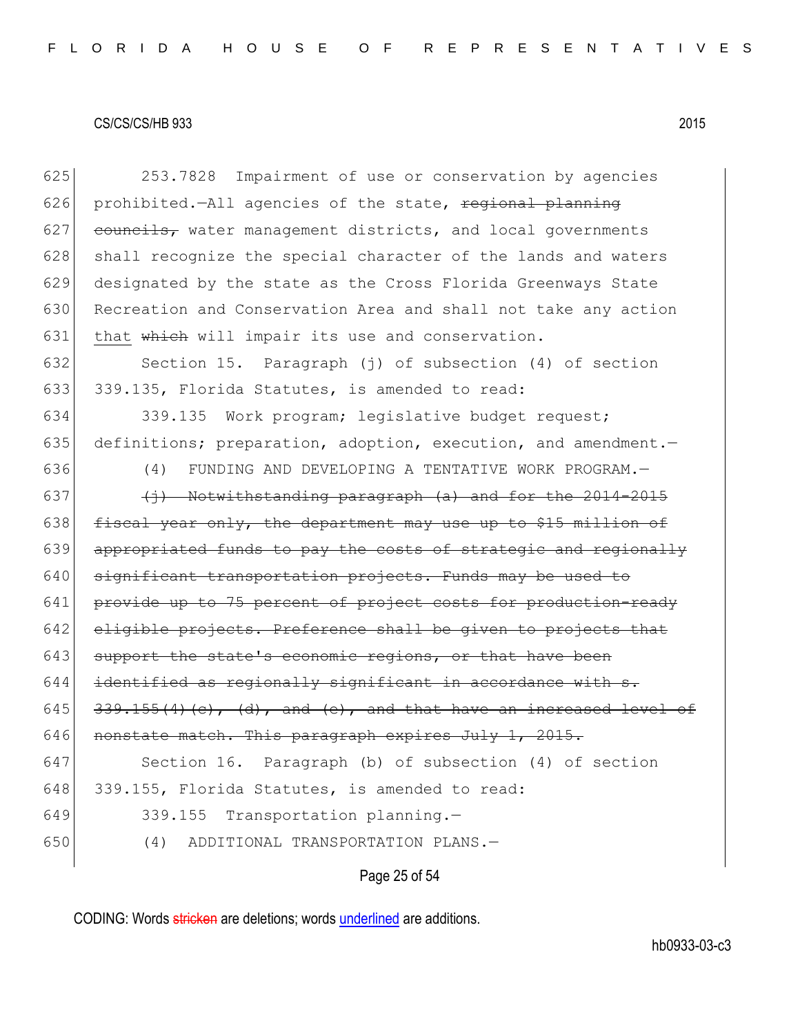253.7828 Impairment of use or conservation by agencies prohibited.—All agencies of the state, ~~regional planning councils,~~ water management districts, and local governments shall recognize the special character of the lands and waters designated by the state as the Cross Florida Greenways State Recreation and Conservation Area and shall not take any action <u>that</u> ~~which~~ will impair its use and conservation.

Section 15. Paragraph (j) of subsection (4) of section 339.135, Florida Statutes, is amended to read:

339.135 Work program; legislative budget request; definitions; preparation, adoption, execution, and amendment.—

(4) FUNDING AND DEVELOPING A TENTATIVE WORK PROGRAM.—

~~(j) Notwithstanding paragraph (a) and for the 2014-2015 fiscal year only, the department may use up to $15 million of appropriated funds to pay the costs of strategic and regionally significant transportation projects. Funds may be used to provide up to 75 percent of project costs for production-ready eligible projects. Preference shall be given to projects that support the state's economic regions, or that have been identified as regionally significant in accordance with s. 339.155(4)(c), (d), and (e), and that have an increased level of nonstate match. This paragraph expires July 1, 2015.~~

Section 16. Paragraph (b) of subsection (4) of section 339.155, Florida Statutes, is amended to read:

339.155 Transportation planning.—

(4) ADDITIONAL TRANSPORTATION PLANS.—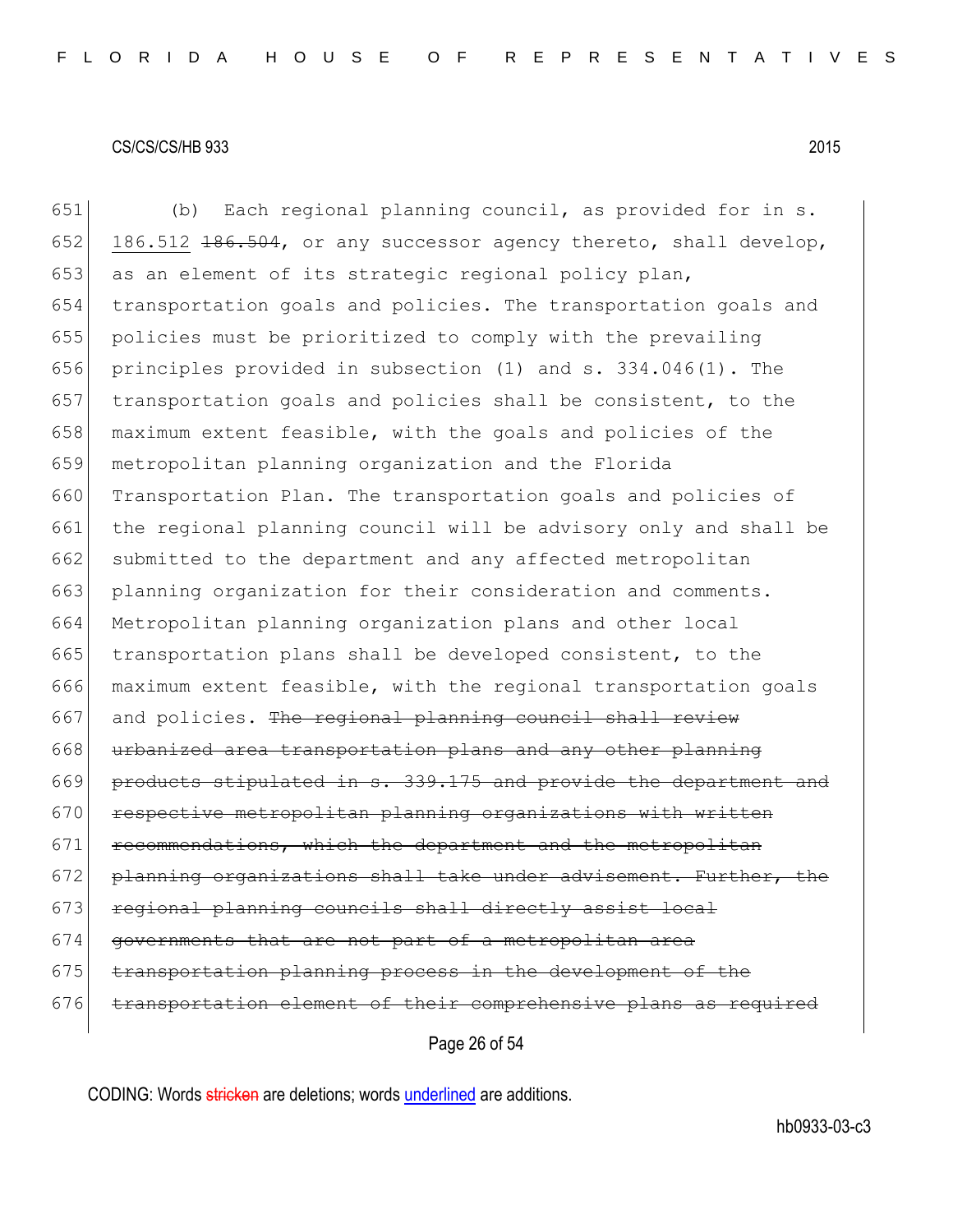(b) Each regional planning council, as provided for in s. <u>186.512</u> ~~186.504~~, or any successor agency thereto, shall develop, as an element of its strategic regional policy plan, transportation goals and policies. The transportation goals and policies must be prioritized to comply with the prevailing principles provided in subsection (1) and s. 334.046(1). The transportation goals and policies shall be consistent, to the maximum extent feasible, with the goals and policies of the metropolitan planning organization and the Florida Transportation Plan. The transportation goals and policies of the regional planning council will be advisory only and shall be submitted to the department and any affected metropolitan planning organization for their consideration and comments. Metropolitan planning organization plans and other local transportation plans shall be developed consistent, to the maximum extent feasible, with the regional transportation goals and policies. ~~The regional planning council shall review urbanized area transportation plans and any other planning products stipulated in s. 339.175 and provide the department and respective metropolitan planning organizations with written recommendations, which the department and the metropolitan planning organizations shall take under advisement. Further, the regional planning councils shall directly assist local governments that are not part of a metropolitan area transportation planning process in the development of the transportation element of their comprehensive plans as required~~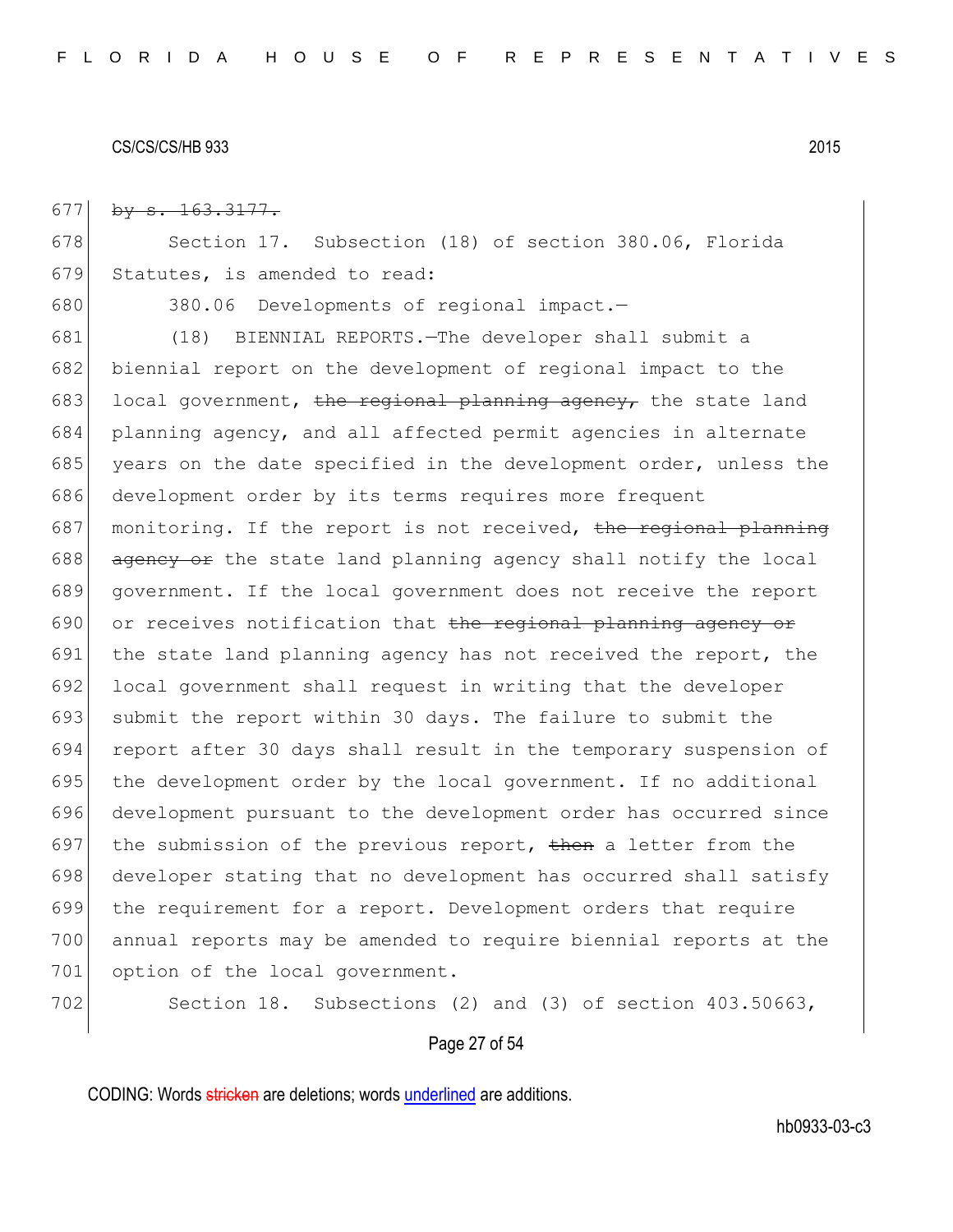~~by s. 163.3177.~~

Section 17. Subsection (18) of section 380.06, Florida Statutes, is amended to read:

380.06 Developments of regional impact.—

(18) BIENNIAL REPORTS.—The developer shall submit a biennial report on the development of regional impact to the local government, ~~the regional planning agency,~~ the state land planning agency, and all affected permit agencies in alternate years on the date specified in the development order, unless the development order by its terms requires more frequent monitoring. If the report is not received, ~~the regional planning agency or~~ the state land planning agency shall notify the local government. If the local government does not receive the report or receives notification that ~~the regional planning agency or~~ the state land planning agency has not received the report, the local government shall request in writing that the developer submit the report within 30 days. The failure to submit the report after 30 days shall result in the temporary suspension of the development order by the local government. If no additional development pursuant to the development order has occurred since the submission of the previous report, ~~then~~ a letter from the developer stating that no development has occurred shall satisfy the requirement for a report. Development orders that require annual reports may be amended to require biennial reports at the option of the local government.

Section 18. Subsections (2) and (3) of section 403.50663,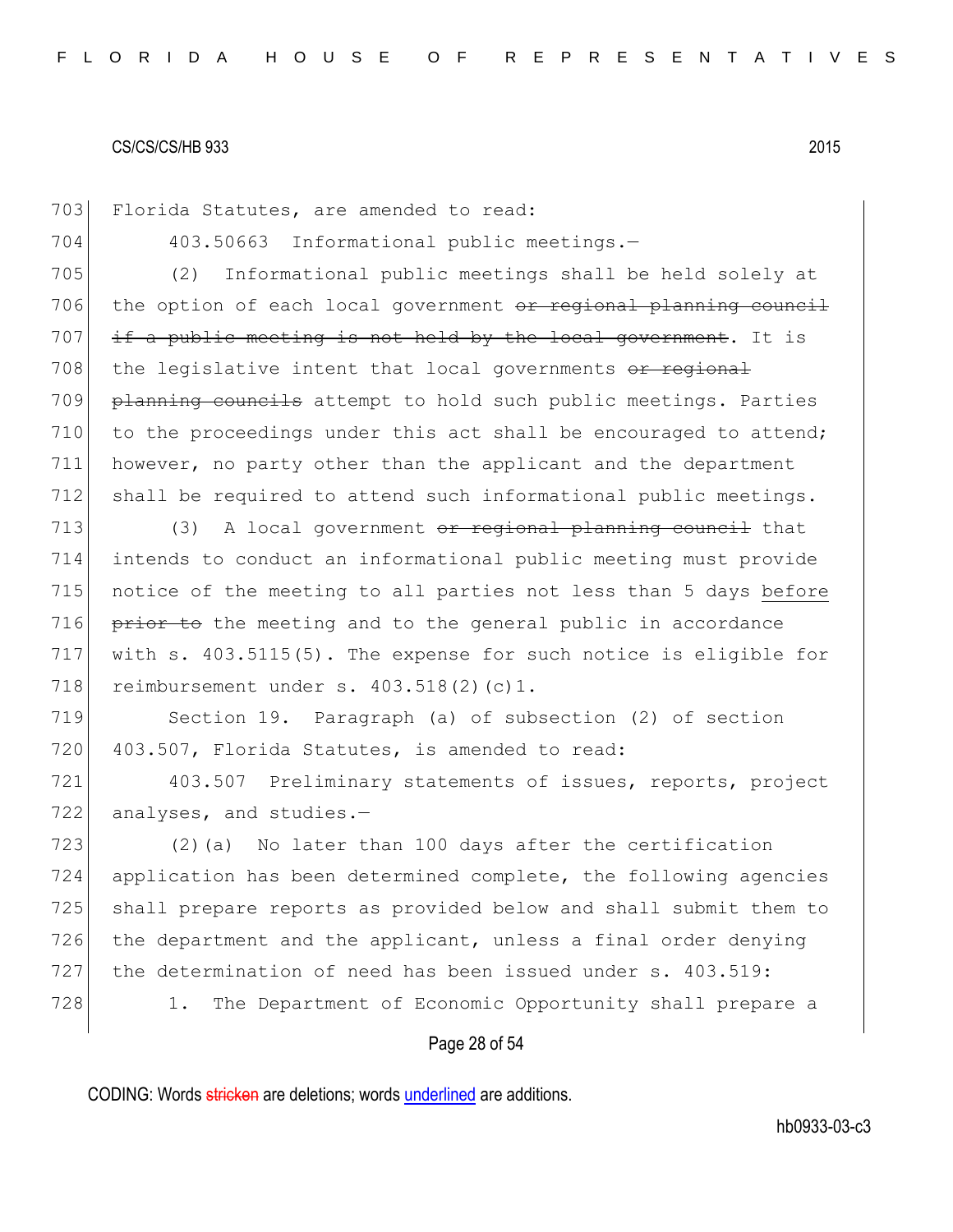Florida Statutes, are amended to read:

403.50663 Informational public meetings.—

(2) Informational public meetings shall be held solely at the option of each local government ~~or regional planning council if a public meeting is not held by the local government~~. It is the legislative intent that local governments ~~or regional planning councils~~ attempt to hold such public meetings. Parties to the proceedings under this act shall be encouraged to attend; however, no party other than the applicant and the department shall be required to attend such informational public meetings.

(3) A local government ~~or regional planning council~~ that intends to conduct an informational public meeting must provide notice of the meeting to all parties not less than 5 days <u>before</u> ~~prior to~~ the meeting and to the general public in accordance with s. 403.5115(5). The expense for such notice is eligible for reimbursement under s. 403.518(2)(c)1.

Section 19. Paragraph (a) of subsection (2) of section 403.507, Florida Statutes, is amended to read:

403.507 Preliminary statements of issues, reports, project analyses, and studies.—

(2)(a) No later than 100 days after the certification application has been determined complete, the following agencies shall prepare reports as provided below and shall submit them to the department and the applicant, unless a final order denying the determination of need has been issued under s. 403.519:

1. The Department of Economic Opportunity shall prepare a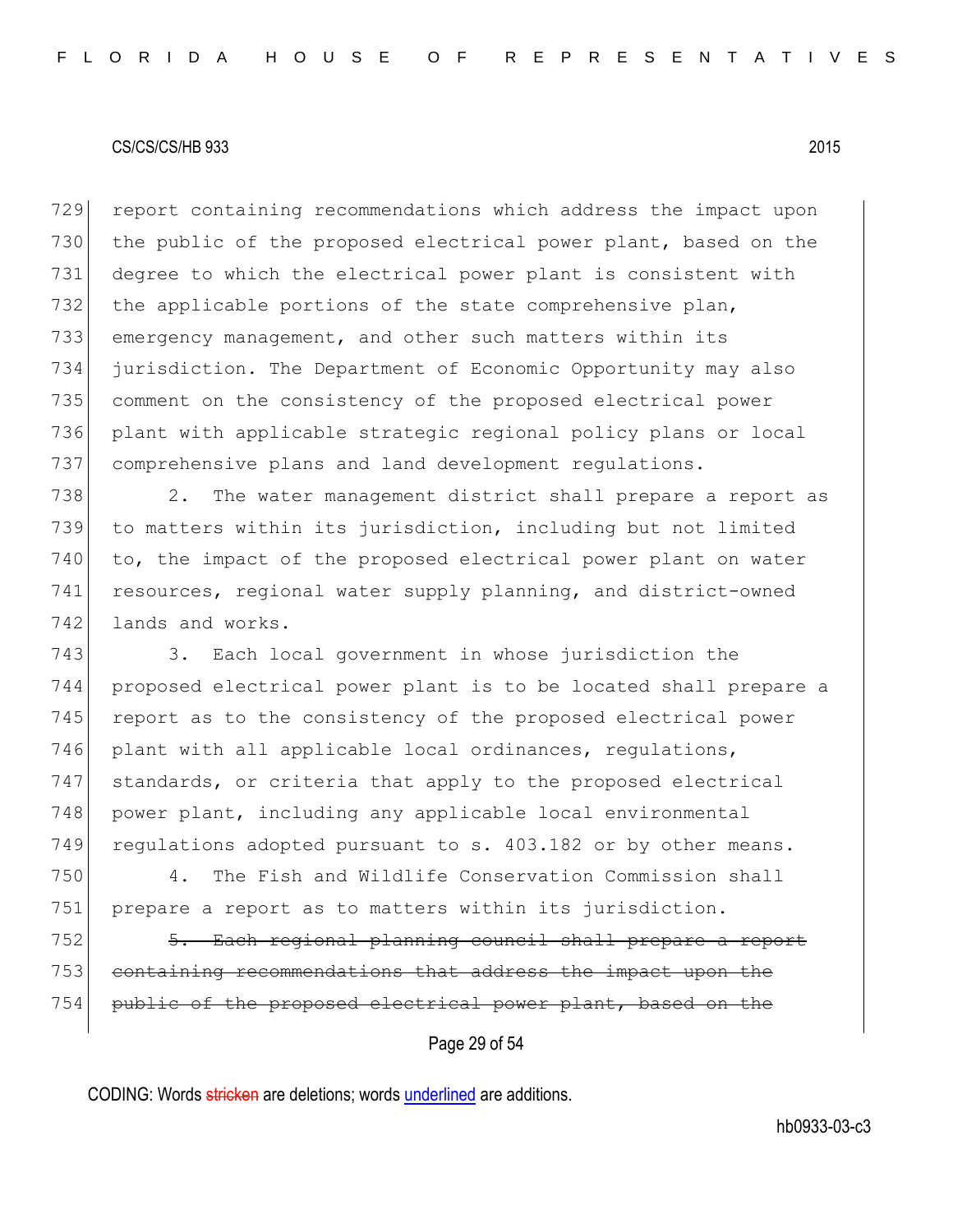report containing recommendations which address the impact upon the public of the proposed electrical power plant, based on the degree to which the electrical power plant is consistent with the applicable portions of the state comprehensive plan, emergency management, and other such matters within its jurisdiction. The Department of Economic Opportunity may also comment on the consistency of the proposed electrical power plant with applicable strategic regional policy plans or local comprehensive plans and land development regulations.

2. The water management district shall prepare a report as to matters within its jurisdiction, including but not limited to, the impact of the proposed electrical power plant on water resources, regional water supply planning, and district-owned lands and works.

3. Each local government in whose jurisdiction the proposed electrical power plant is to be located shall prepare a report as to the consistency of the proposed electrical power plant with all applicable local ordinances, regulations, standards, or criteria that apply to the proposed electrical power plant, including any applicable local environmental regulations adopted pursuant to s. 403.182 or by other means.

4. The Fish and Wildlife Conservation Commission shall prepare a report as to matters within its jurisdiction.

~~5. Each regional planning council shall prepare a report containing recommendations that address the impact upon the public of the proposed electrical power plant, based on the~~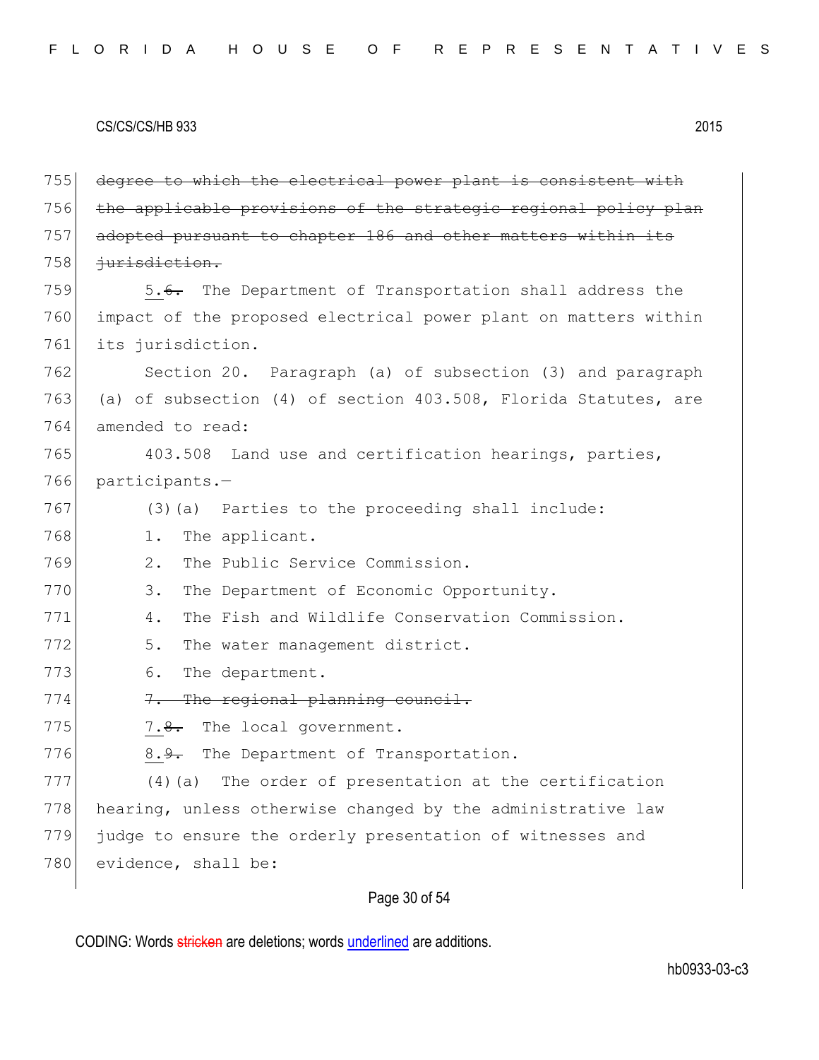~~degree to which the electrical power plant is consistent with the applicable provisions of the strategic regional policy plan adopted pursuant to chapter 186 and other matters within its jurisdiction.~~

<u>5.</u>~~6.~~ The Department of Transportation shall address the impact of the proposed electrical power plant on matters within its jurisdiction.

Section 20. Paragraph (a) of subsection (3) and paragraph (a) of subsection (4) of section 403.508, Florida Statutes, are amended to read:

403.508 Land use and certification hearings, parties, participants.—

(3)(a) Parties to the proceeding shall include:

1. The applicant.

2. The Public Service Commission.

3. The Department of Economic Opportunity.

4. The Fish and Wildlife Conservation Commission.

5. The water management district.

6. The department.

~~7. The regional planning council.~~

<u>7.</u>~~8.~~ The local government.

<u>8.</u>~~9.~~ The Department of Transportation.

(4)(a) The order of presentation at the certification hearing, unless otherwise changed by the administrative law judge to ensure the orderly presentation of witnesses and evidence, shall be: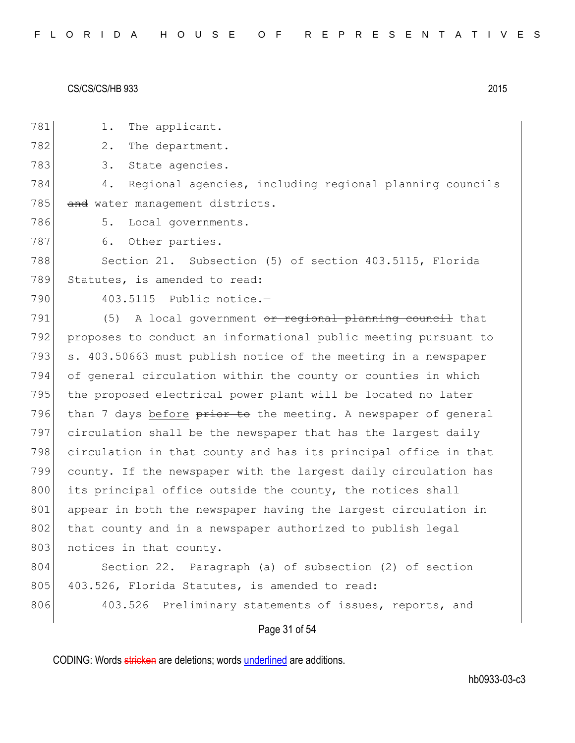1. The applicant.

2. The department.

3. State agencies.

4. Regional agencies, including ~~regional planning councils and~~ water management districts.

5. Local governments.

6. Other parties.

Section 21. Subsection (5) of section 403.5115, Florida Statutes, is amended to read:

403.5115 Public notice.—

(5) A local government ~~or regional planning council~~ that proposes to conduct an informational public meeting pursuant to s. 403.50663 must publish notice of the meeting in a newspaper of general circulation within the county or counties in which the proposed electrical power plant will be located no later than 7 days <u>before</u> ~~prior to~~ the meeting. A newspaper of general circulation shall be the newspaper that has the largest daily circulation in that county and has its principal office in that county. If the newspaper with the largest daily circulation has its principal office outside the county, the notices shall appear in both the newspaper having the largest circulation in that county and in a newspaper authorized to publish legal notices in that county.

Section 22. Paragraph (a) of subsection (2) of section 403.526, Florida Statutes, is amended to read:

403.526 Preliminary statements of issues, reports, and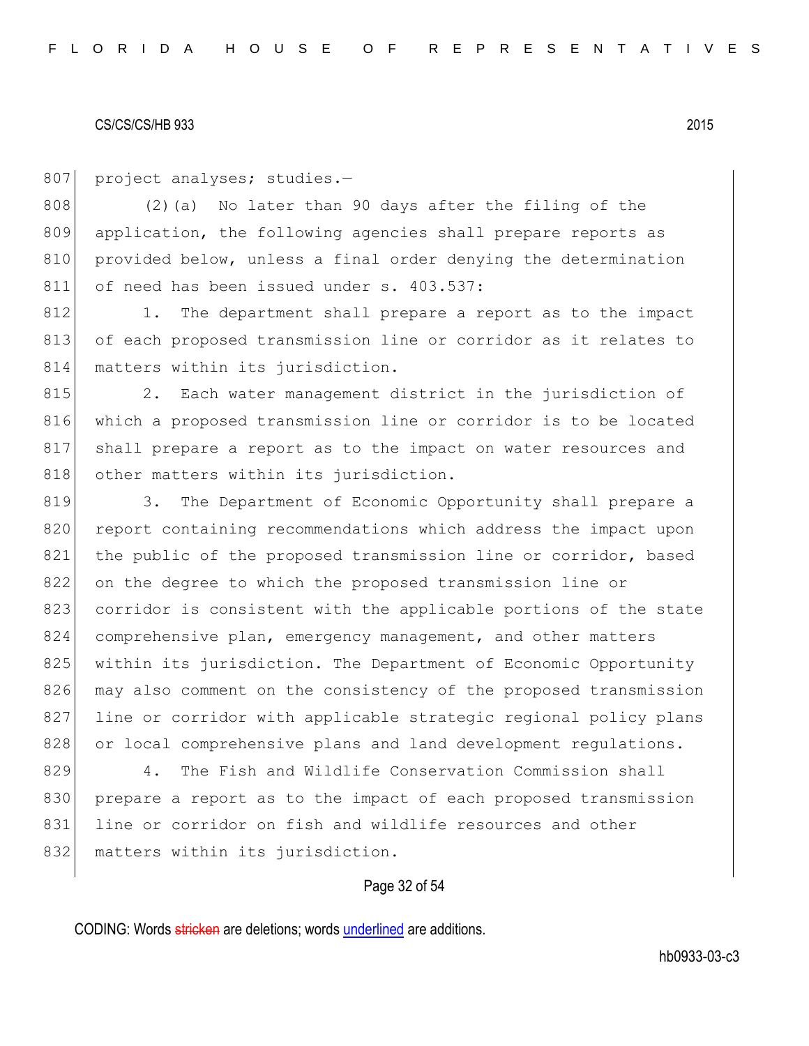project analyses; studies.—

(2)(a) No later than 90 days after the filing of the application, the following agencies shall prepare reports as provided below, unless a final order denying the determination of need has been issued under s. 403.537:

1. The department shall prepare a report as to the impact of each proposed transmission line or corridor as it relates to matters within its jurisdiction.

2. Each water management district in the jurisdiction of which a proposed transmission line or corridor is to be located shall prepare a report as to the impact on water resources and other matters within its jurisdiction.

3. The Department of Economic Opportunity shall prepare a report containing recommendations which address the impact upon the public of the proposed transmission line or corridor, based on the degree to which the proposed transmission line or corridor is consistent with the applicable portions of the state comprehensive plan, emergency management, and other matters within its jurisdiction. The Department of Economic Opportunity may also comment on the consistency of the proposed transmission line or corridor with applicable strategic regional policy plans or local comprehensive plans and land development regulations.

4. The Fish and Wildlife Conservation Commission shall prepare a report as to the impact of each proposed transmission line or corridor on fish and wildlife resources and other matters within its jurisdiction.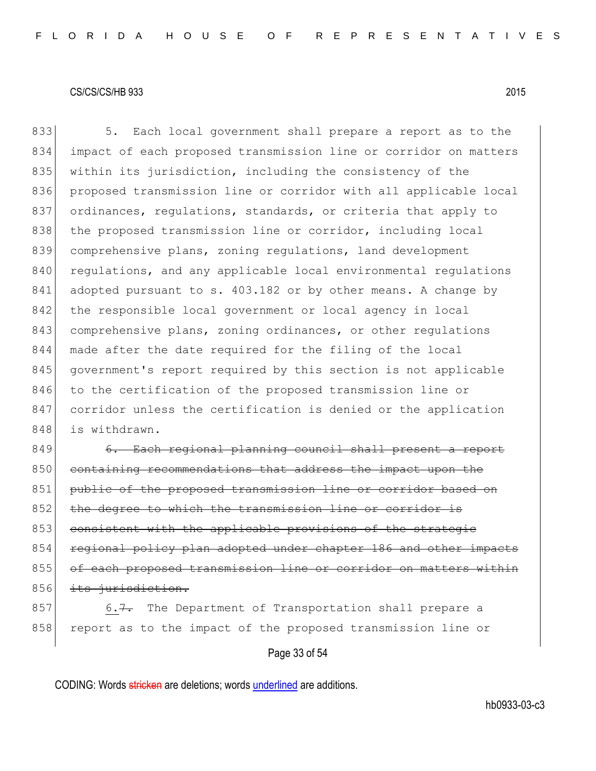5. Each local government shall prepare a report as to the impact of each proposed transmission line or corridor on matters within its jurisdiction, including the consistency of the proposed transmission line or corridor with all applicable local ordinances, regulations, standards, or criteria that apply to the proposed transmission line or corridor, including local comprehensive plans, zoning regulations, land development regulations, and any applicable local environmental regulations adopted pursuant to s. 403.182 or by other means. A change by the responsible local government or local agency in local comprehensive plans, zoning ordinances, or other regulations made after the date required for the filing of the local government's report required by this section is not applicable to the certification of the proposed transmission line or corridor unless the certification is denied or the application is withdrawn.

~~6. Each regional planning council shall present a report containing recommendations that address the impact upon the public of the proposed transmission line or corridor based on the degree to which the transmission line or corridor is consistent with the applicable provisions of the strategic regional policy plan adopted under chapter 186 and other impacts of each proposed transmission line or corridor on matters within its jurisdiction.~~

<u>6.</u>~~7.~~ The Department of Transportation shall prepare a report as to the impact of the proposed transmission line or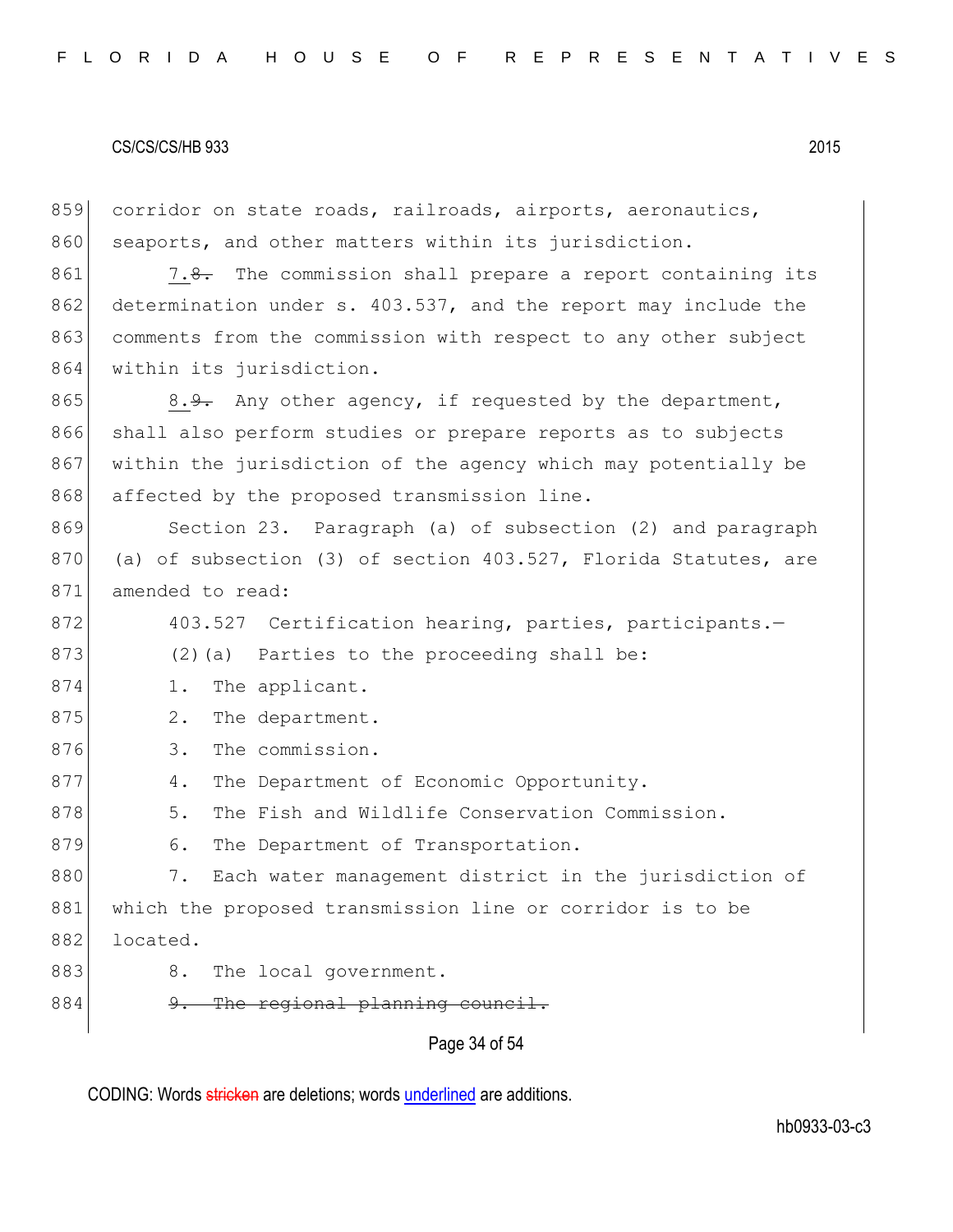corridor on state roads, railroads, airports, aeronautics, seaports, and other matters within its jurisdiction.

7.~~8.~~ The commission shall prepare a report containing its determination under s. 403.537, and the report may include the comments from the commission with respect to any other subject within its jurisdiction.

8.~~9.~~ Any other agency, if requested by the department, shall also perform studies or prepare reports as to subjects within the jurisdiction of the agency which may potentially be affected by the proposed transmission line.

Section 23. Paragraph (a) of subsection (2) and paragraph (a) of subsection (3) of section 403.527, Florida Statutes, are amended to read:

403.527 Certification hearing, parties, participants.—

(2)(a) Parties to the proceeding shall be:

1. The applicant.

2. The department.

3. The commission.

4. The Department of Economic Opportunity.

5. The Fish and Wildlife Conservation Commission.

6. The Department of Transportation.

7. Each water management district in the jurisdiction of which the proposed transmission line or corridor is to be located.

8. The local government.

~~9. The regional planning council.~~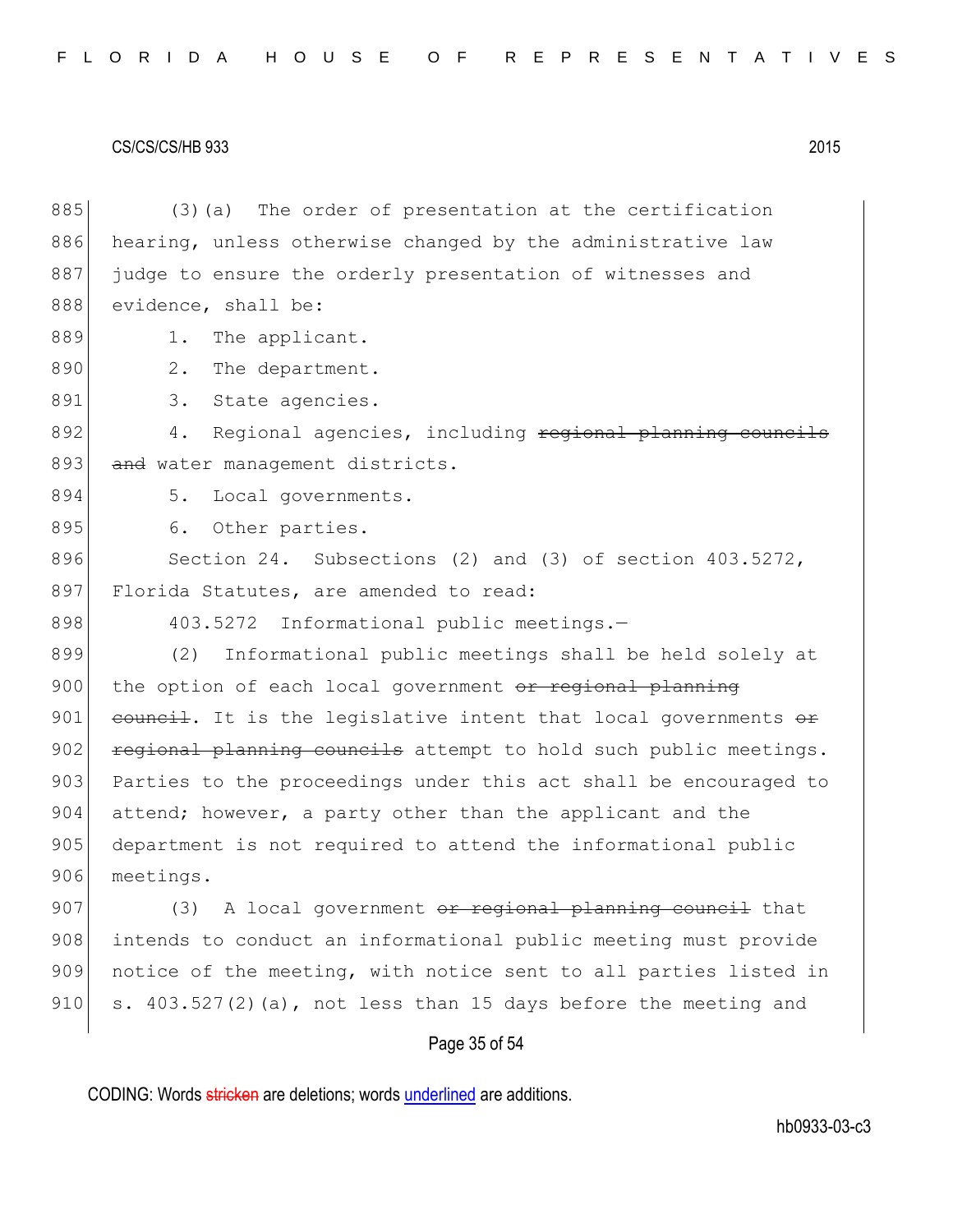(3)(a) The order of presentation at the certification hearing, unless otherwise changed by the administrative law judge to ensure the orderly presentation of witnesses and evidence, shall be:

1. The applicant.
2. The department.
3. State agencies.
4. Regional agencies, including ~~regional planning councils and~~ water management districts.
5. Local governments.
6. Other parties.

Section 24. Subsections (2) and (3) of section 403.5272, Florida Statutes, are amended to read:

403.5272 Informational public meetings.—

(2) Informational public meetings shall be held solely at the option of each local government ~~or regional planning council~~. It is the legislative intent that local governments ~~or regional planning councils~~ attempt to hold such public meetings. Parties to the proceedings under this act shall be encouraged to attend; however, a party other than the applicant and the department is not required to attend the informational public meetings.

(3) A local government ~~or regional planning council~~ that intends to conduct an informational public meeting must provide notice of the meeting, with notice sent to all parties listed in s. 403.527(2)(a), not less than 15 days before the meeting and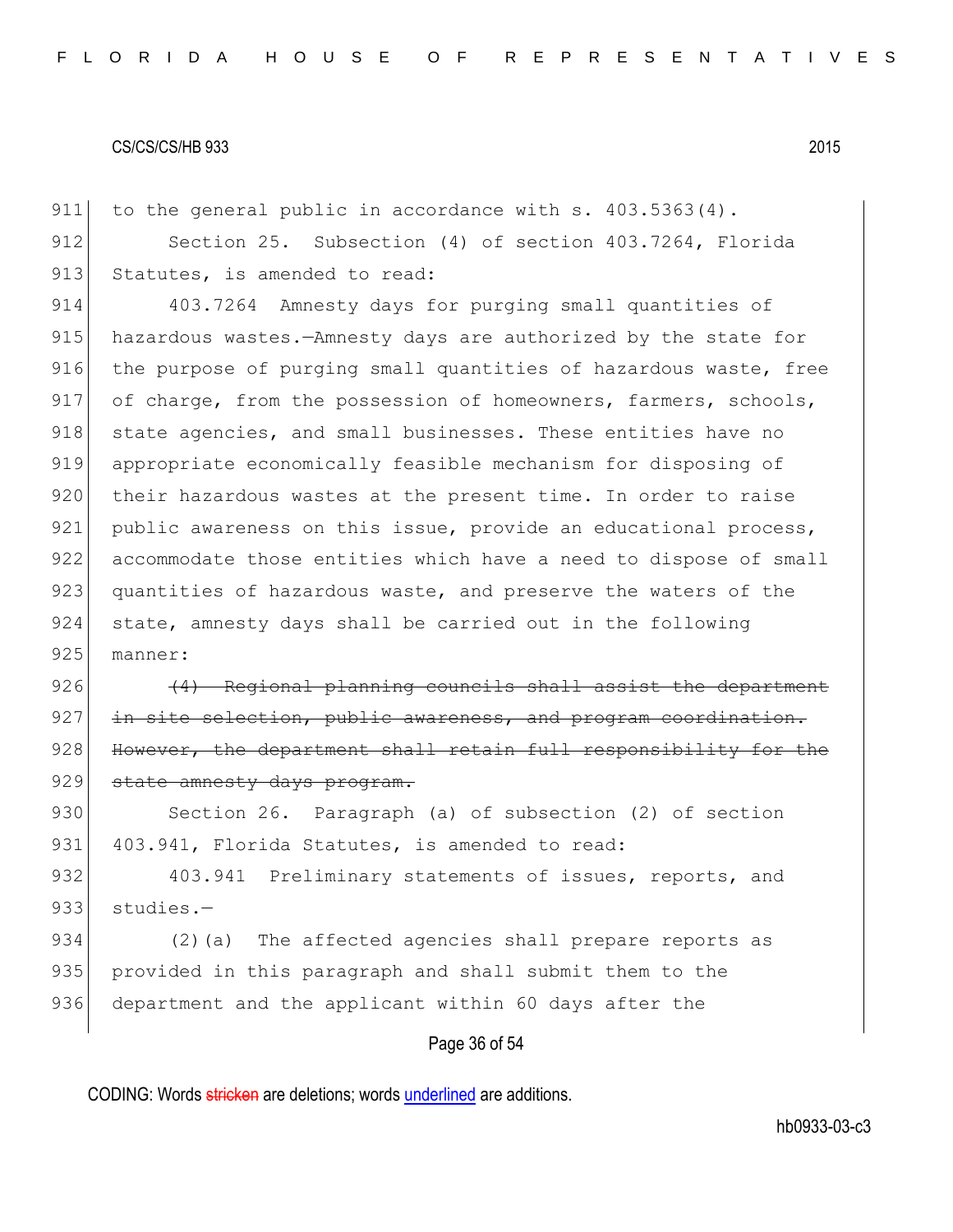to the general public in accordance with s. 403.5363(4).

Section 25. Subsection (4) of section 403.7264, Florida Statutes, is amended to read:

403.7264 Amnesty days for purging small quantities of hazardous wastes.—Amnesty days are authorized by the state for the purpose of purging small quantities of hazardous waste, free of charge, from the possession of homeowners, farmers, schools, state agencies, and small businesses. These entities have no appropriate economically feasible mechanism for disposing of their hazardous wastes at the present time. In order to raise public awareness on this issue, provide an educational process, accommodate those entities which have a need to dispose of small quantities of hazardous waste, and preserve the waters of the state, amnesty days shall be carried out in the following manner:

~~(4) Regional planning councils shall assist the department in site selection, public awareness, and program coordination. However, the department shall retain full responsibility for the state amnesty days program.~~

Section 26. Paragraph (a) of subsection (2) of section 403.941, Florida Statutes, is amended to read:

403.941 Preliminary statements of issues, reports, and studies.—

(2)(a) The affected agencies shall prepare reports as provided in this paragraph and shall submit them to the department and the applicant within 60 days after the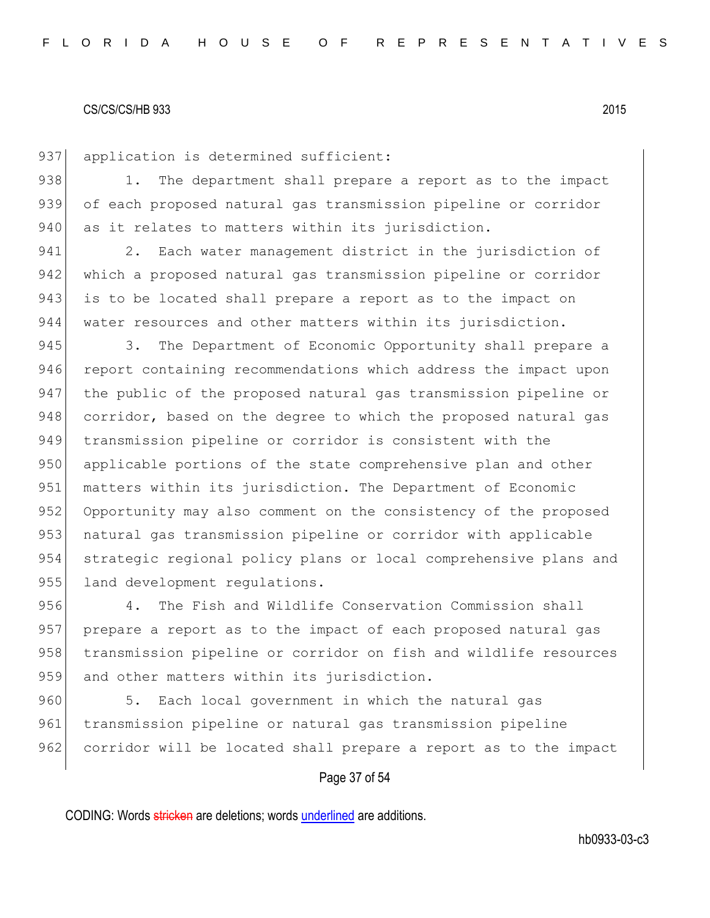application is determined sufficient:

1. The department shall prepare a report as to the impact of each proposed natural gas transmission pipeline or corridor as it relates to matters within its jurisdiction.

2. Each water management district in the jurisdiction of which a proposed natural gas transmission pipeline or corridor is to be located shall prepare a report as to the impact on water resources and other matters within its jurisdiction.

3. The Department of Economic Opportunity shall prepare a report containing recommendations which address the impact upon the public of the proposed natural gas transmission pipeline or corridor, based on the degree to which the proposed natural gas transmission pipeline or corridor is consistent with the applicable portions of the state comprehensive plan and other matters within its jurisdiction. The Department of Economic Opportunity may also comment on the consistency of the proposed natural gas transmission pipeline or corridor with applicable strategic regional policy plans or local comprehensive plans and land development regulations.

4. The Fish and Wildlife Conservation Commission shall prepare a report as to the impact of each proposed natural gas transmission pipeline or corridor on fish and wildlife resources and other matters within its jurisdiction.

5. Each local government in which the natural gas transmission pipeline or natural gas transmission pipeline corridor will be located shall prepare a report as to the impact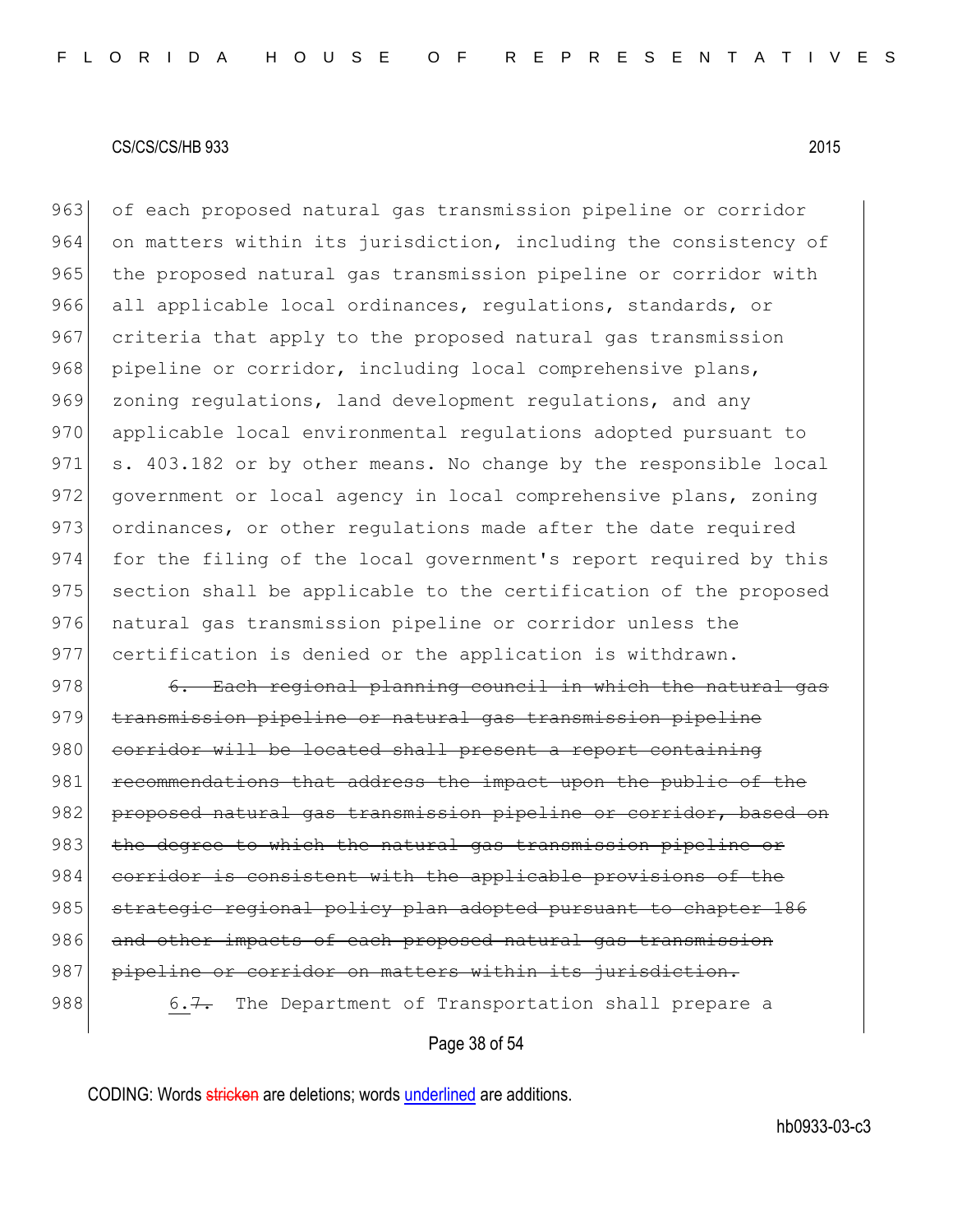of each proposed natural gas transmission pipeline or corridor on matters within its jurisdiction, including the consistency of the proposed natural gas transmission pipeline or corridor with all applicable local ordinances, regulations, standards, or criteria that apply to the proposed natural gas transmission pipeline or corridor, including local comprehensive plans, zoning regulations, land development regulations, and any applicable local environmental regulations adopted pursuant to s. 403.182 or by other means. No change by the responsible local government or local agency in local comprehensive plans, zoning ordinances, or other regulations made after the date required for the filing of the local government's report required by this section shall be applicable to the certification of the proposed natural gas transmission pipeline or corridor unless the certification is denied or the application is withdrawn.

~~6. Each regional planning council in which the natural gas transmission pipeline or natural gas transmission pipeline corridor will be located shall present a report containing recommendations that address the impact upon the public of the proposed natural gas transmission pipeline or corridor, based on the degree to which the natural gas transmission pipeline or corridor is consistent with the applicable provisions of the strategic regional policy plan adopted pursuant to chapter 186 and other impacts of each proposed natural gas transmission pipeline or corridor on matters within its jurisdiction.~~

<u>6.</u>~~7.~~ The Department of Transportation shall prepare a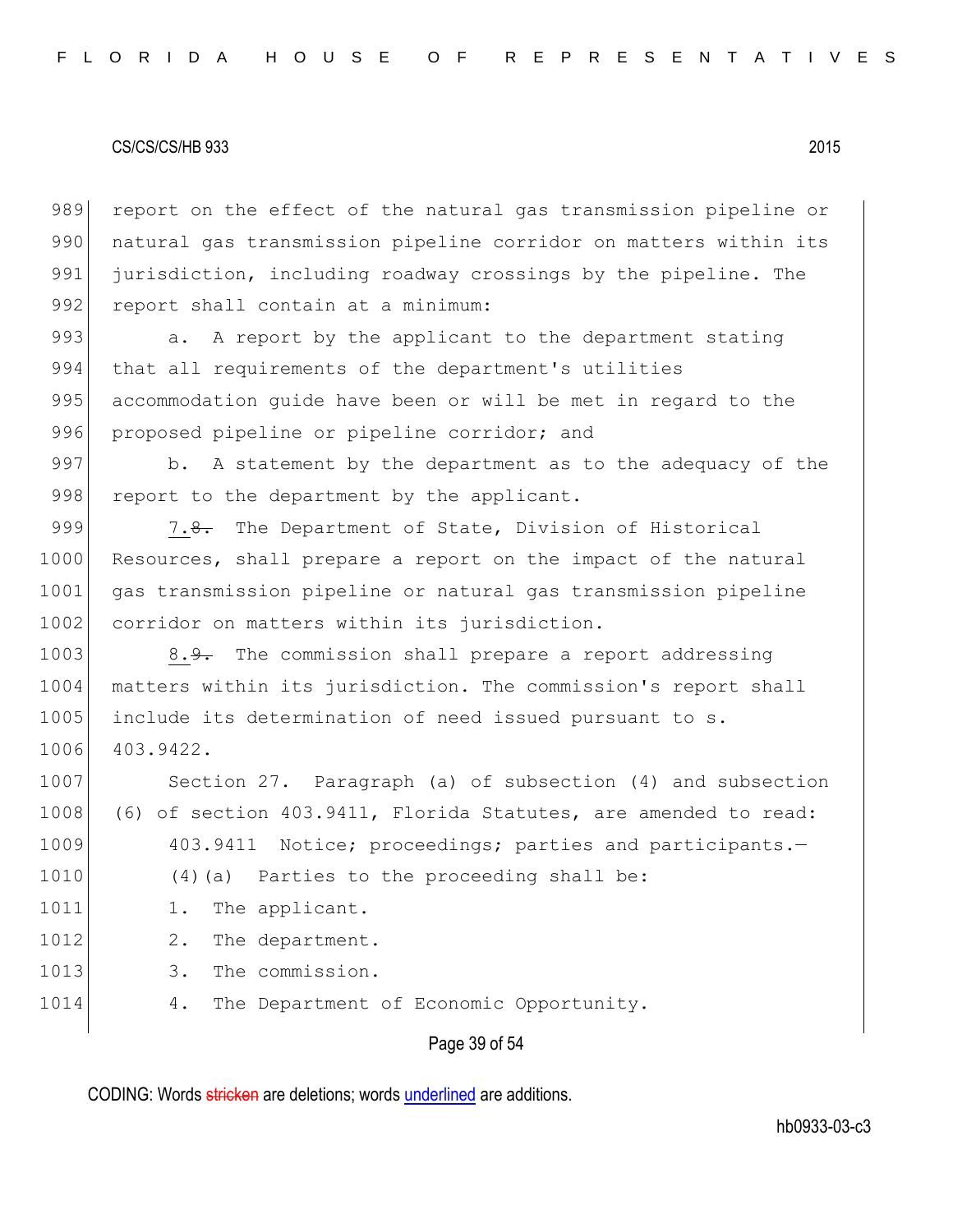report on the effect of the natural gas transmission pipeline or natural gas transmission pipeline corridor on matters within its jurisdiction, including roadway crossings by the pipeline. The report shall contain at a minimum:

a. A report by the applicant to the department stating that all requirements of the department's utilities accommodation guide have been or will be met in regard to the proposed pipeline or pipeline corridor; and

b. A statement by the department as to the adequacy of the report to the department by the applicant.

7.~~8.~~ The Department of State, Division of Historical Resources, shall prepare a report on the impact of the natural gas transmission pipeline or natural gas transmission pipeline corridor on matters within its jurisdiction.

8.~~9.~~ The commission shall prepare a report addressing matters within its jurisdiction. The commission's report shall include its determination of need issued pursuant to s. 403.9422.

Section 27. Paragraph (a) of subsection (4) and subsection (6) of section 403.9411, Florida Statutes, are amended to read:

403.9411 Notice; proceedings; parties and participants.—

(4)(a) Parties to the proceeding shall be:

1. The applicant.

2. The department.

3. The commission.

4. The Department of Economic Opportunity.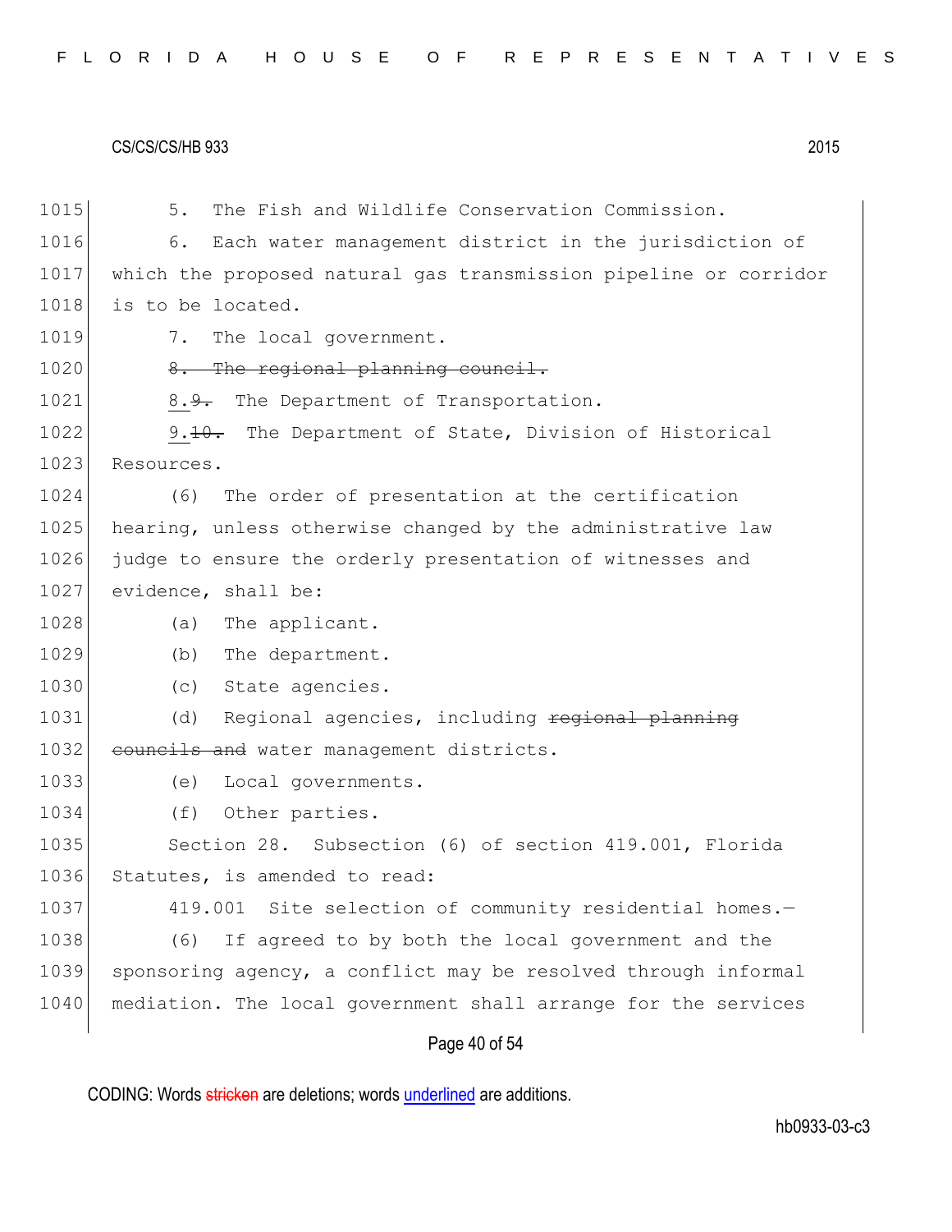5. The Fish and Wildlife Conservation Commission.

6. Each water management district in the jurisdiction of which the proposed natural gas transmission pipeline or corridor is to be located.

7. The local government.

~~8. The regional planning council.~~

8.~~9.~~ The Department of Transportation.

9.~~10.~~ The Department of State, Division of Historical Resources.

(6) The order of presentation at the certification hearing, unless otherwise changed by the administrative law judge to ensure the orderly presentation of witnesses and evidence, shall be:

(a) The applicant.

(b) The department.

(c) State agencies.

(d) Regional agencies, including ~~regional planning councils and~~ water management districts.

(e) Local governments.

(f) Other parties.

Section 28. Subsection (6) of section 419.001, Florida Statutes, is amended to read:

419.001 Site selection of community residential homes.—

(6) If agreed to by both the local government and the sponsoring agency, a conflict may be resolved through informal mediation. The local government shall arrange for the services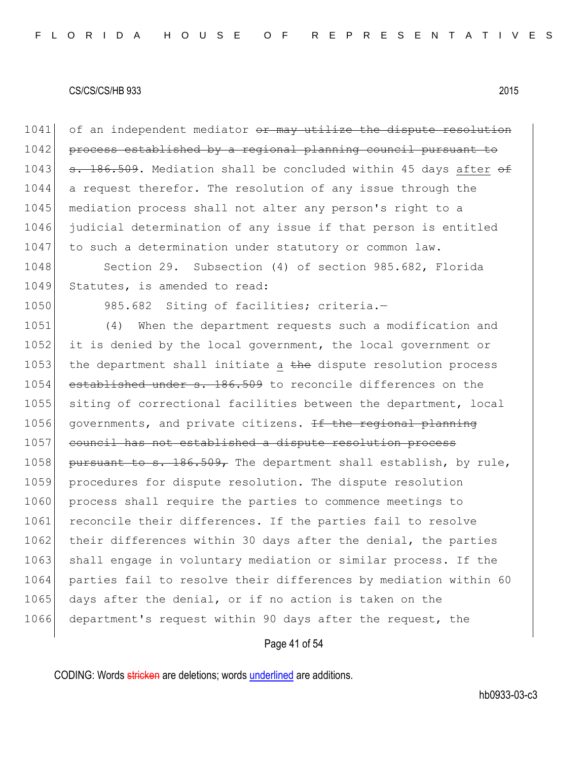1041 of an independent mediator ~~or may utilize the dispute resolution~~
1042 ~~process established by a regional planning council pursuant to~~
1043 ~~s. 186.509~~. Mediation shall be concluded within 45 days <u>after</u> ~~of~~
1044 a request therefor. The resolution of any issue through the
1045 mediation process shall not alter any person's right to a
1046 judicial determination of any issue if that person is entitled
1047 to such a determination under statutory or common law.

1048 Section 29. Subsection (4) of section 985.682, Florida
1049 Statutes, is amended to read:

1050 985.682 Siting of facilities; criteria.—

1051 (4) When the department requests such a modification and
1052 it is denied by the local government, the local government or
1053 the department shall initiate <u>a</u> ~~the~~ dispute resolution process
1054 ~~established under s. 186.509~~ to reconcile differences on the
1055 siting of correctional facilities between the department, local
1056 governments, and private citizens. ~~If the regional planning~~
1057 ~~council has not established a dispute resolution process~~
1058 ~~pursuant to s. 186.509,~~ The department shall establish, by rule,
1059 procedures for dispute resolution. The dispute resolution
1060 process shall require the parties to commence meetings to
1061 reconcile their differences. If the parties fail to resolve
1062 their differences within 30 days after the denial, the parties
1063 shall engage in voluntary mediation or similar process. If the
1064 parties fail to resolve their differences by mediation within 60
1065 days after the denial, or if no action is taken on the
1066 department's request within 90 days after the request, the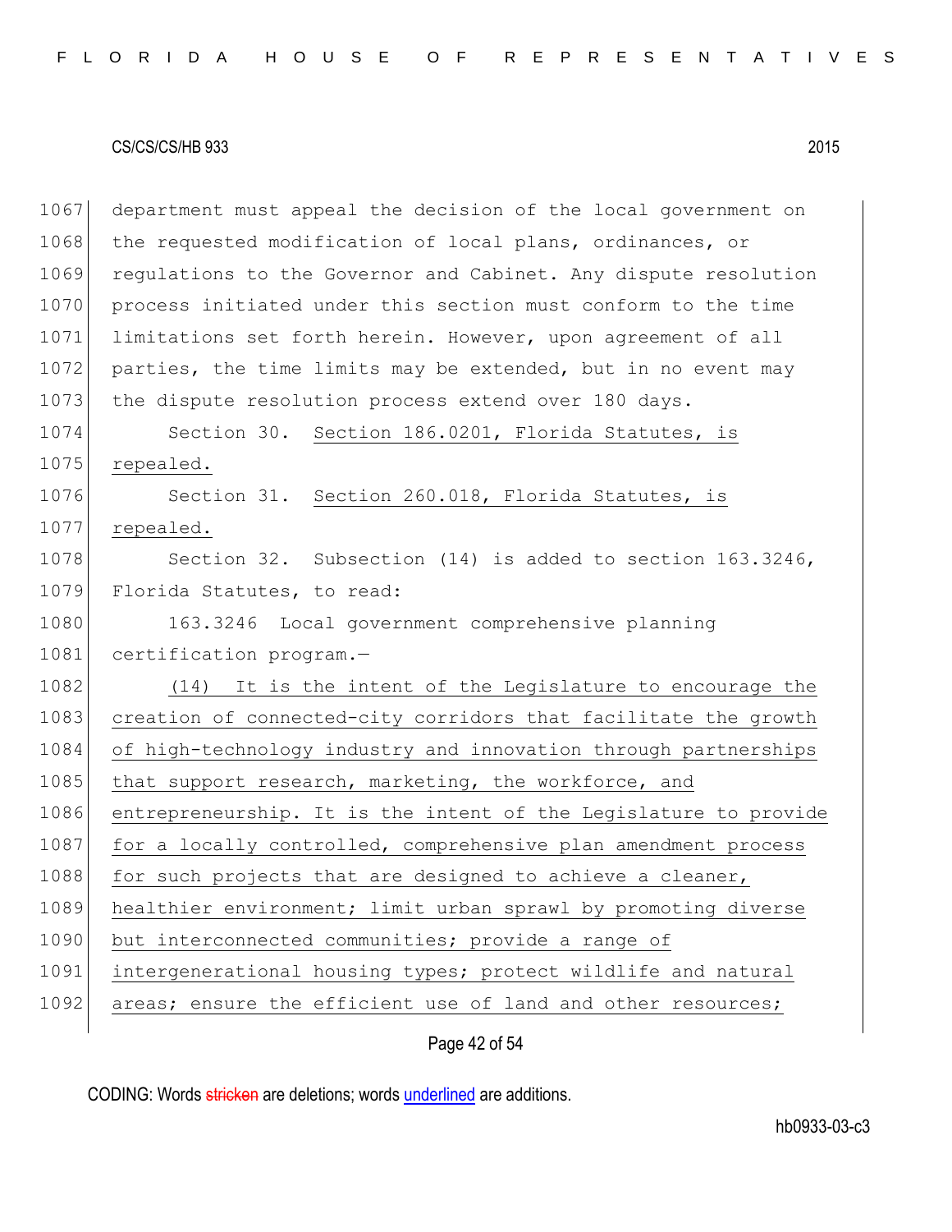department must appeal the decision of the local government on the requested modification of local plans, ordinances, or regulations to the Governor and Cabinet. Any dispute resolution process initiated under this section must conform to the time limitations set forth herein. However, upon agreement of all parties, the time limits may be extended, but in no event may the dispute resolution process extend over 180 days.

Section 30. Section 186.0201, Florida Statutes, is repealed.

Section 31. Section 260.018, Florida Statutes, is repealed.

Section 32. Subsection (14) is added to section 163.3246, Florida Statutes, to read:

163.3246 Local government comprehensive planning certification program.—

(14) It is the intent of the Legislature to encourage the creation of connected-city corridors that facilitate the growth of high-technology industry and innovation through partnerships that support research, marketing, the workforce, and entrepreneurship. It is the intent of the Legislature to provide for a locally controlled, comprehensive plan amendment process for such projects that are designed to achieve a cleaner, healthier environment; limit urban sprawl by promoting diverse but interconnected communities; provide a range of intergenerational housing types; protect wildlife and natural areas; ensure the efficient use of land and other resources;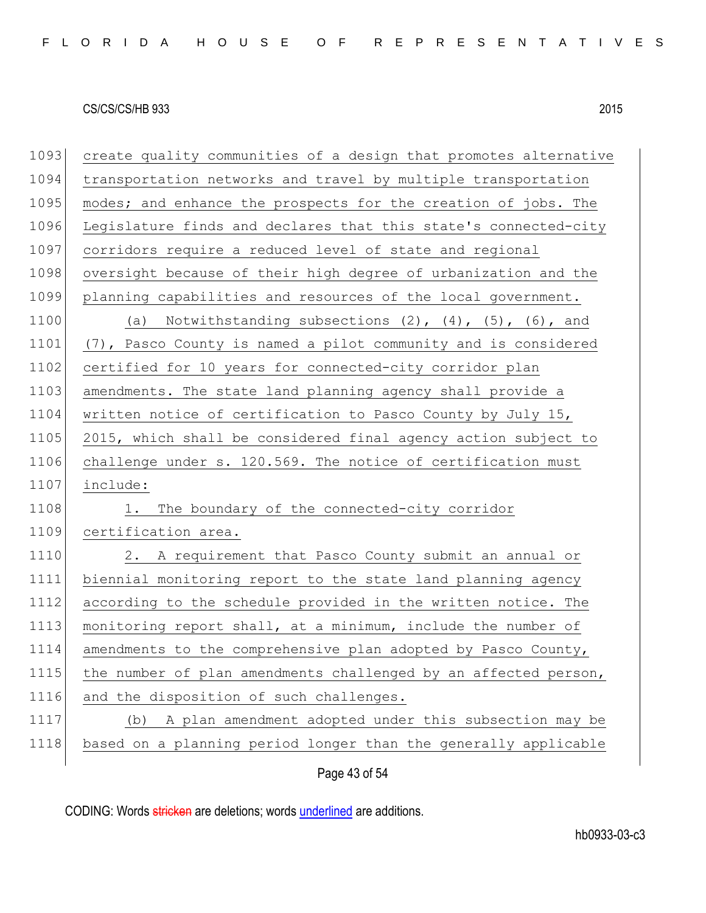create quality communities of a design that promotes alternative transportation networks and travel by multiple transportation modes; and enhance the prospects for the creation of jobs. The Legislature finds and declares that this state's connected-city corridors require a reduced level of state and regional oversight because of their high degree of urbanization and the planning capabilities and resources of the local government.

(a) Notwithstanding subsections (2), (4), (5), (6), and (7), Pasco County is named a pilot community and is considered certified for 10 years for connected-city corridor plan amendments. The state land planning agency shall provide a written notice of certification to Pasco County by July 15, 2015, which shall be considered final agency action subject to challenge under s. 120.569. The notice of certification must include:

1. The boundary of the connected-city corridor certification area.

2. A requirement that Pasco County submit an annual or biennial monitoring report to the state land planning agency according to the schedule provided in the written notice. The monitoring report shall, at a minimum, include the number of amendments to the comprehensive plan adopted by Pasco County, the number of plan amendments challenged by an affected person, and the disposition of such challenges.

(b) A plan amendment adopted under this subsection may be based on a planning period longer than the generally applicable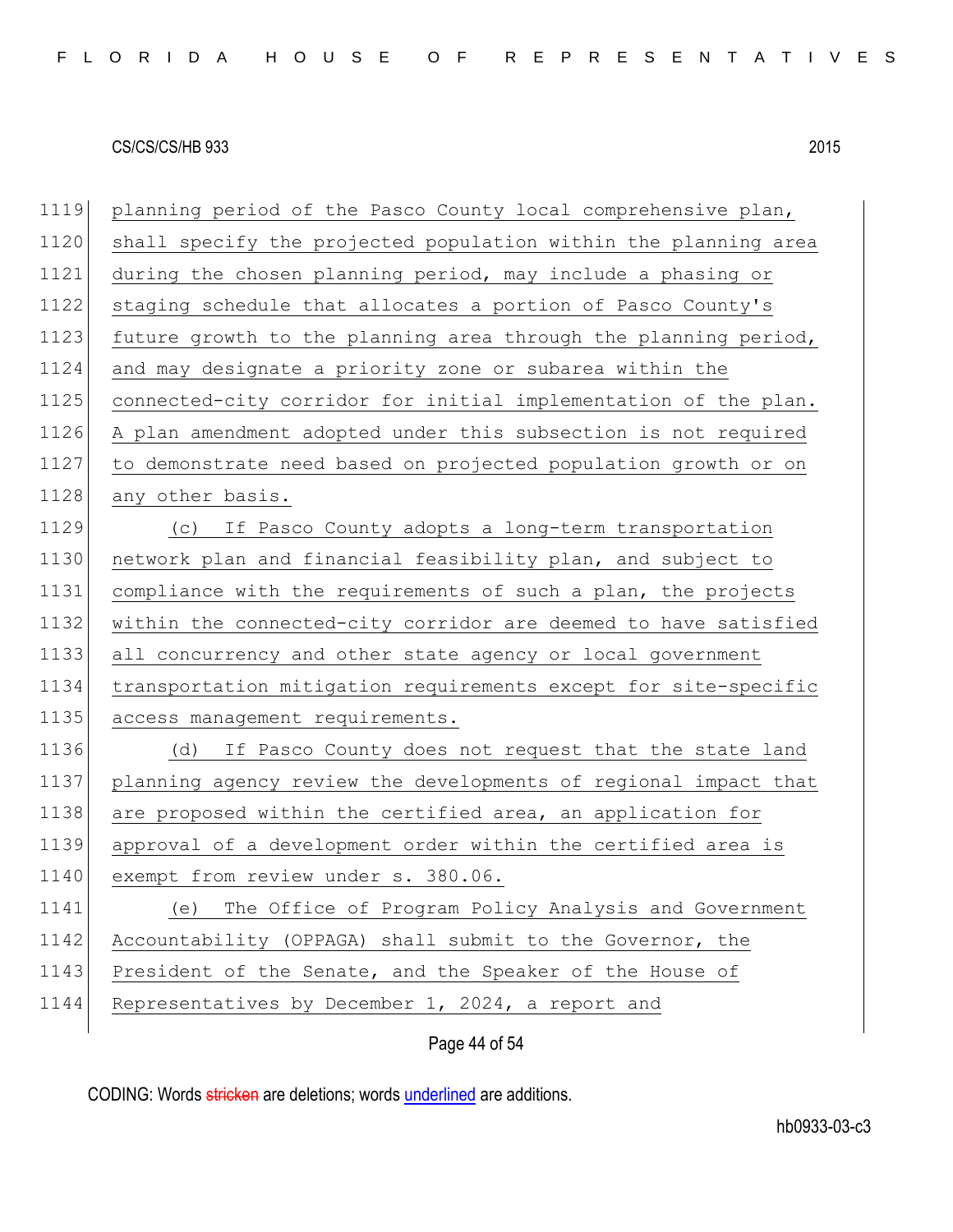planning period of the Pasco County local comprehensive plan, shall specify the projected population within the planning area during the chosen planning period, may include a phasing or staging schedule that allocates a portion of Pasco County's future growth to the planning area through the planning period, and may designate a priority zone or subarea within the connected-city corridor for initial implementation of the plan. A plan amendment adopted under this subsection is not required to demonstrate need based on projected population growth or on any other basis.

(c) If Pasco County adopts a long-term transportation network plan and financial feasibility plan, and subject to compliance with the requirements of such a plan, the projects within the connected-city corridor are deemed to have satisfied all concurrency and other state agency or local government transportation mitigation requirements except for site-specific access management requirements.

(d) If Pasco County does not request that the state land planning agency review the developments of regional impact that are proposed within the certified area, an application for approval of a development order within the certified area is exempt from review under s. 380.06.

(e) The Office of Program Policy Analysis and Government Accountability (OPPAGA) shall submit to the Governor, the President of the Senate, and the Speaker of the House of Representatives by December 1, 2024, a report and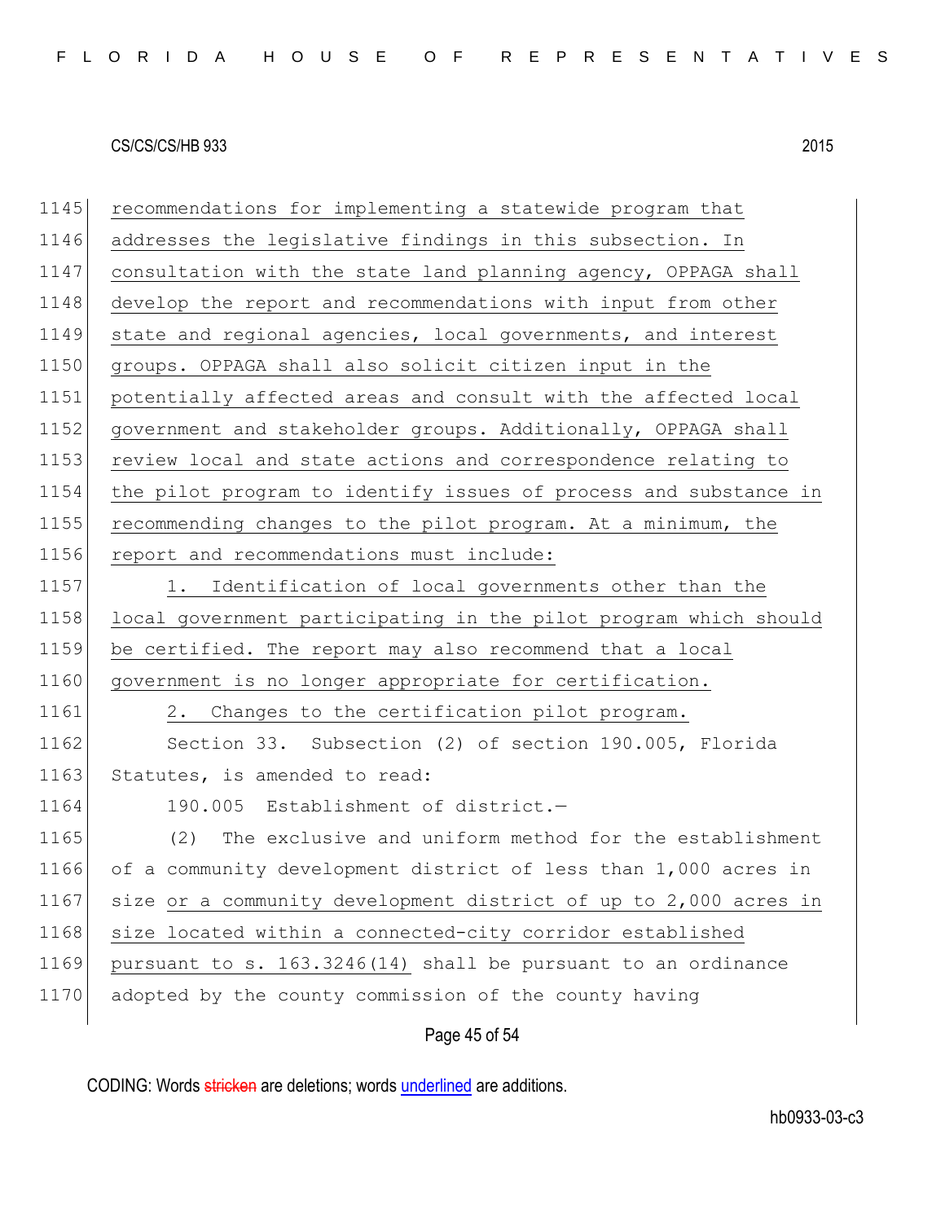recommendations for implementing a statewide program that addresses the legislative findings in this subsection. In consultation with the state land planning agency, OPPAGA shall develop the report and recommendations with input from other state and regional agencies, local governments, and interest groups. OPPAGA shall also solicit citizen input in the potentially affected areas and consult with the affected local government and stakeholder groups. Additionally, OPPAGA shall review local and state actions and correspondence relating to the pilot program to identify issues of process and substance in recommending changes to the pilot program. At a minimum, the report and recommendations must include:

1. Identification of local governments other than the local government participating in the pilot program which should be certified. The report may also recommend that a local government is no longer appropriate for certification.

2. Changes to the certification pilot program.

Section 33. Subsection (2) of section 190.005, Florida Statutes, is amended to read:

190.005 Establishment of district.—

(2) The exclusive and uniform method for the establishment of a community development district of less than 1,000 acres in size or a community development district of up to 2,000 acres in size located within a connected-city corridor established pursuant to s. 163.3246(14) shall be pursuant to an ordinance adopted by the county commission of the county having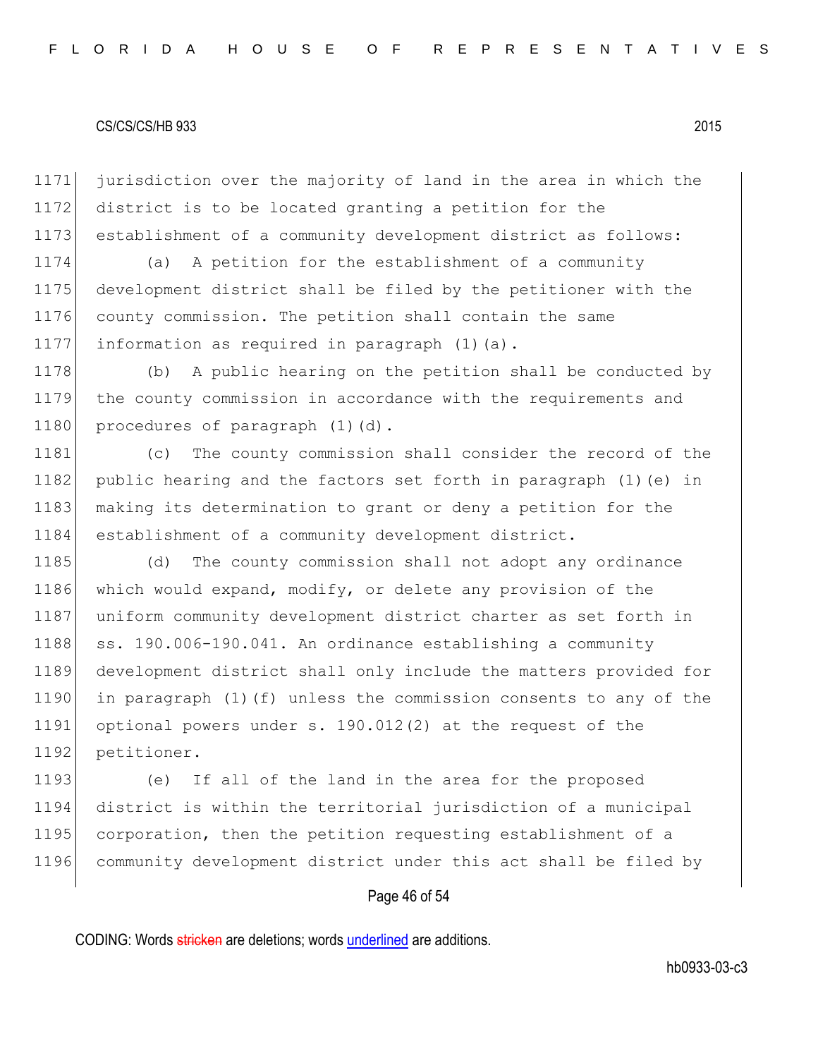jurisdiction over the majority of land in the area in which the district is to be located granting a petition for the establishment of a community development district as follows:

(a) A petition for the establishment of a community development district shall be filed by the petitioner with the county commission. The petition shall contain the same information as required in paragraph (1)(a).

(b) A public hearing on the petition shall be conducted by the county commission in accordance with the requirements and procedures of paragraph (1)(d).

(c) The county commission shall consider the record of the public hearing and the factors set forth in paragraph (1)(e) in making its determination to grant or deny a petition for the establishment of a community development district.

(d) The county commission shall not adopt any ordinance which would expand, modify, or delete any provision of the uniform community development district charter as set forth in ss. 190.006-190.041. An ordinance establishing a community development district shall only include the matters provided for in paragraph (1)(f) unless the commission consents to any of the optional powers under s. 190.012(2) at the request of the petitioner.

(e) If all of the land in the area for the proposed district is within the territorial jurisdiction of a municipal corporation, then the petition requesting establishment of a community development district under this act shall be filed by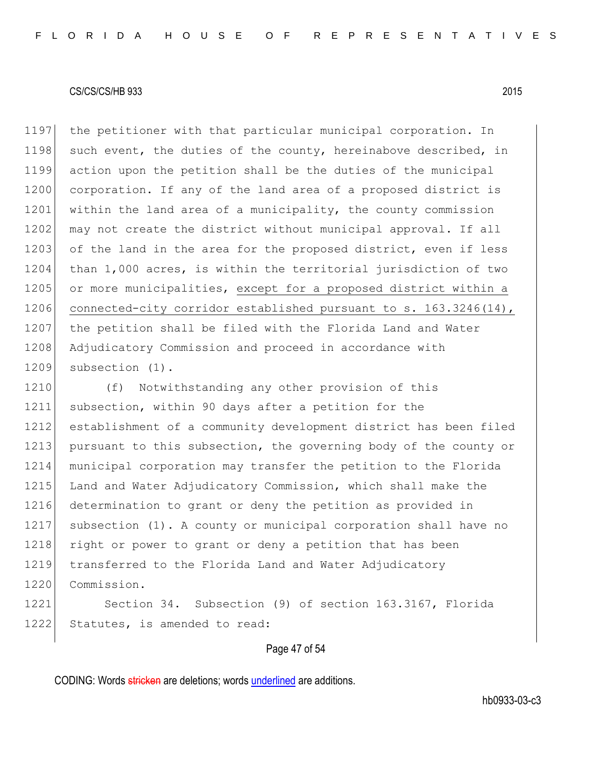the petitioner with that particular municipal corporation. In such event, the duties of the county, hereinabove described, in action upon the petition shall be the duties of the municipal corporation. If any of the land area of a proposed district is within the land area of a municipality, the county commission may not create the district without municipal approval. If all of the land in the area for the proposed district, even if less than 1,000 acres, is within the territorial jurisdiction of two or more municipalities, <u>except for a proposed district within a connected-city corridor established pursuant to s. 163.3246(14),</u> the petition shall be filed with the Florida Land and Water Adjudicatory Commission and proceed in accordance with subsection (1).

(f) Notwithstanding any other provision of this subsection, within 90 days after a petition for the establishment of a community development district has been filed pursuant to this subsection, the governing body of the county or municipal corporation may transfer the petition to the Florida Land and Water Adjudicatory Commission, which shall make the determination to grant or deny the petition as provided in subsection (1). A county or municipal corporation shall have no right or power to grant or deny a petition that has been transferred to the Florida Land and Water Adjudicatory Commission.

Section 34. Subsection (9) of section 163.3167, Florida Statutes, is amended to read: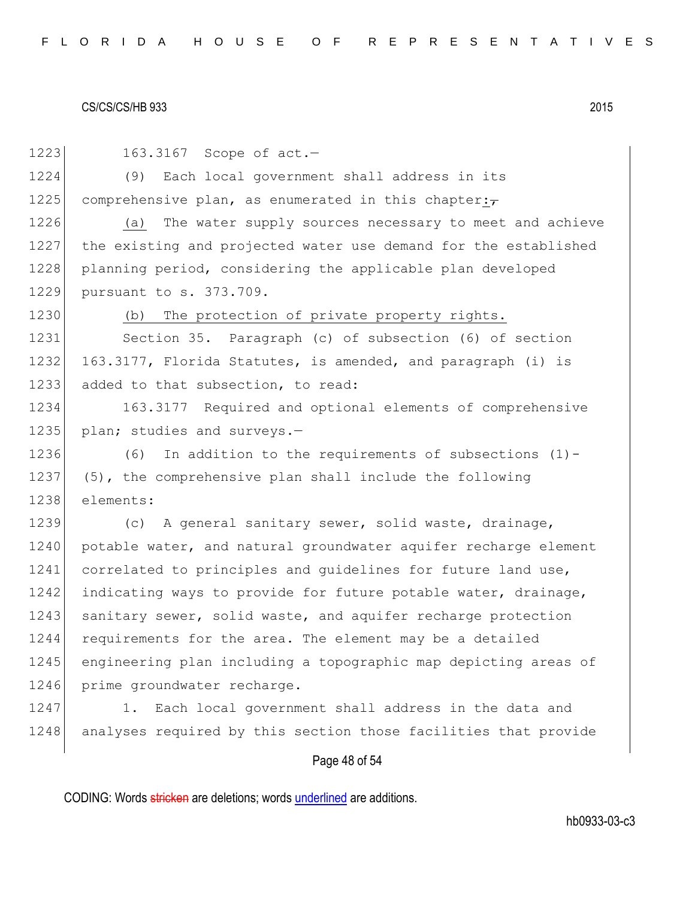163.3167 Scope of act.—

(9) Each local government shall address in its comprehensive plan, as enumerated in this chapter:~~,~~

(a) The water supply sources necessary to meet and achieve the existing and projected water use demand for the established planning period, considering the applicable plan developed pursuant to s. 373.709.

(b) The protection of private property rights.

Section 35. Paragraph (c) of subsection (6) of section 163.3177, Florida Statutes, is amended, and paragraph (i) is added to that subsection, to read:

163.3177 Required and optional elements of comprehensive plan; studies and surveys.—

(6) In addition to the requirements of subsections (1)-(5), the comprehensive plan shall include the following elements:

(c) A general sanitary sewer, solid waste, drainage, potable water, and natural groundwater aquifer recharge element correlated to principles and guidelines for future land use, indicating ways to provide for future potable water, drainage, sanitary sewer, solid waste, and aquifer recharge protection requirements for the area. The element may be a detailed engineering plan including a topographic map depicting areas of prime groundwater recharge.

1. Each local government shall address in the data and analyses required by this section those facilities that provide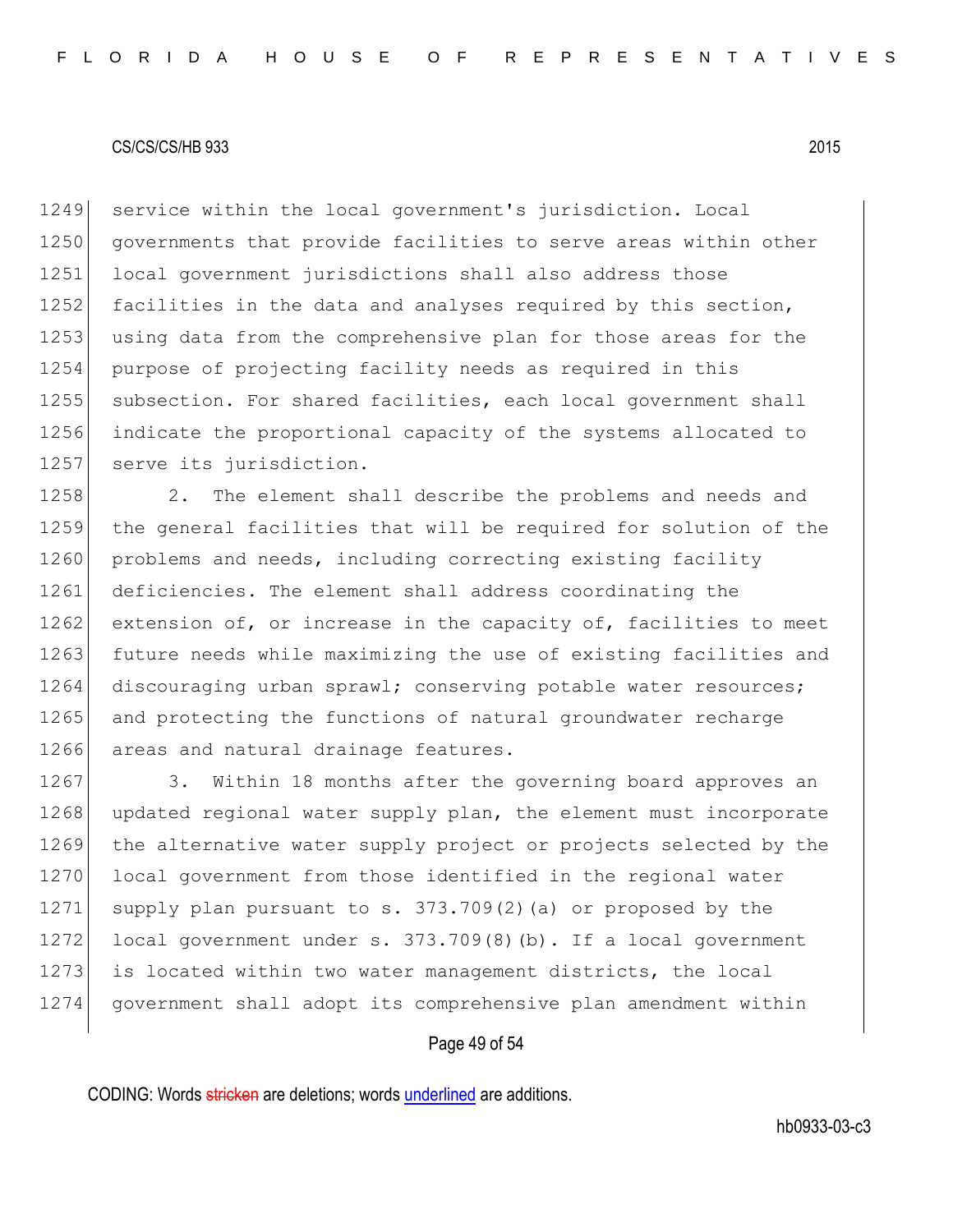service within the local government's jurisdiction. Local governments that provide facilities to serve areas within other local government jurisdictions shall also address those facilities in the data and analyses required by this section, using data from the comprehensive plan for those areas for the purpose of projecting facility needs as required in this subsection. For shared facilities, each local government shall indicate the proportional capacity of the systems allocated to serve its jurisdiction.

2. The element shall describe the problems and needs and the general facilities that will be required for solution of the problems and needs, including correcting existing facility deficiencies. The element shall address coordinating the extension of, or increase in the capacity of, facilities to meet future needs while maximizing the use of existing facilities and discouraging urban sprawl; conserving potable water resources; and protecting the functions of natural groundwater recharge areas and natural drainage features.

3. Within 18 months after the governing board approves an updated regional water supply plan, the element must incorporate the alternative water supply project or projects selected by the local government from those identified in the regional water supply plan pursuant to s. 373.709(2)(a) or proposed by the local government under s. 373.709(8)(b). If a local government is located within two water management districts, the local government shall adopt its comprehensive plan amendment within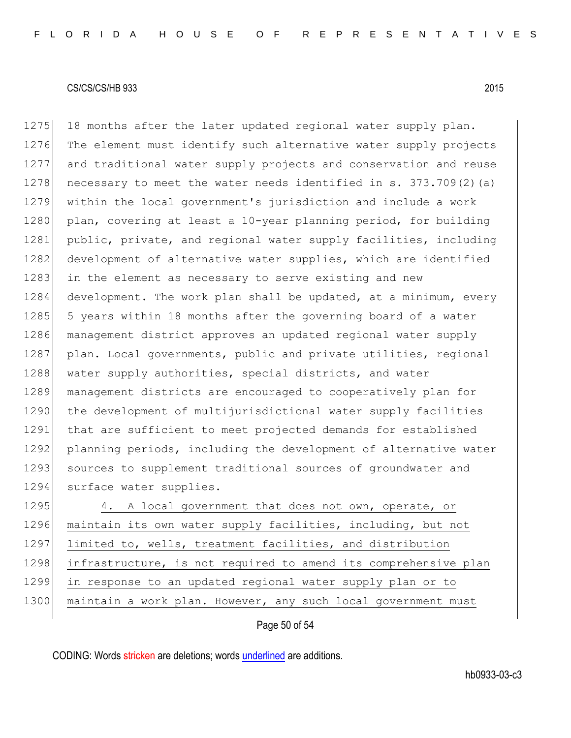18 months after the later updated regional water supply plan. The element must identify such alternative water supply projects and traditional water supply projects and conservation and reuse necessary to meet the water needs identified in s. 373.709(2)(a) within the local government's jurisdiction and include a work plan, covering at least a 10-year planning period, for building public, private, and regional water supply facilities, including development of alternative water supplies, which are identified in the element as necessary to serve existing and new development. The work plan shall be updated, at a minimum, every 5 years within 18 months after the governing board of a water management district approves an updated regional water supply plan. Local governments, public and private utilities, regional water supply authorities, special districts, and water management districts are encouraged to cooperatively plan for the development of multijurisdictional water supply facilities that are sufficient to meet projected demands for established planning periods, including the development of alternative water sources to supplement traditional sources of groundwater and surface water supplies.

4. A local government that does not own, operate, or maintain its own water supply facilities, including, but not limited to, wells, treatment facilities, and distribution infrastructure, is not required to amend its comprehensive plan in response to an updated regional water supply plan or to maintain a work plan. However, any such local government must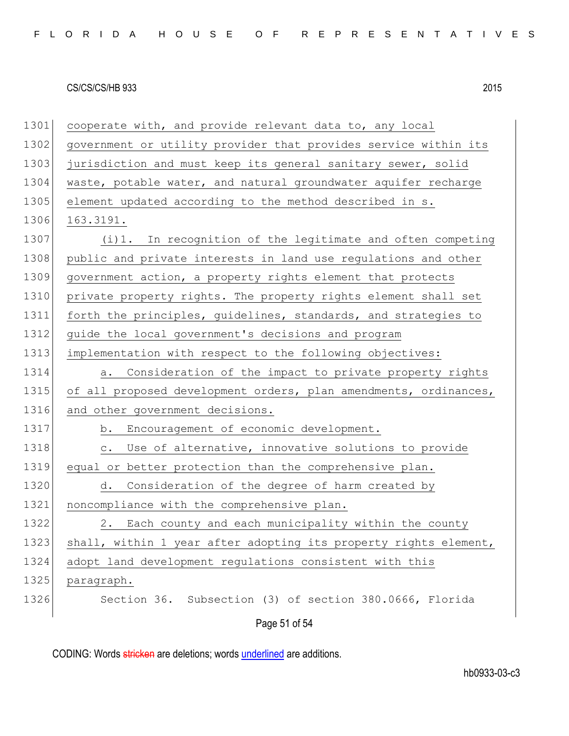cooperate with, and provide relevant data to, any local government or utility provider that provides service within its jurisdiction and must keep its general sanitary sewer, solid waste, potable water, and natural groundwater aquifer recharge element updated according to the method described in s. 163.3191.

(i)1. In recognition of the legitimate and often competing public and private interests in land use regulations and other government action, a property rights element that protects private property rights. The property rights element shall set forth the principles, guidelines, standards, and strategies to guide the local government's decisions and program implementation with respect to the following objectives:

a. Consideration of the impact to private property rights of all proposed development orders, plan amendments, ordinances, and other government decisions.

b. Encouragement of economic development.

c. Use of alternative, innovative solutions to provide equal or better protection than the comprehensive plan.

d. Consideration of the degree of harm created by noncompliance with the comprehensive plan.

2. Each county and each municipality within the county shall, within 1 year after adopting its property rights element, adopt land development regulations consistent with this paragraph.

Section 36. Subsection (3) of section 380.0666, Florida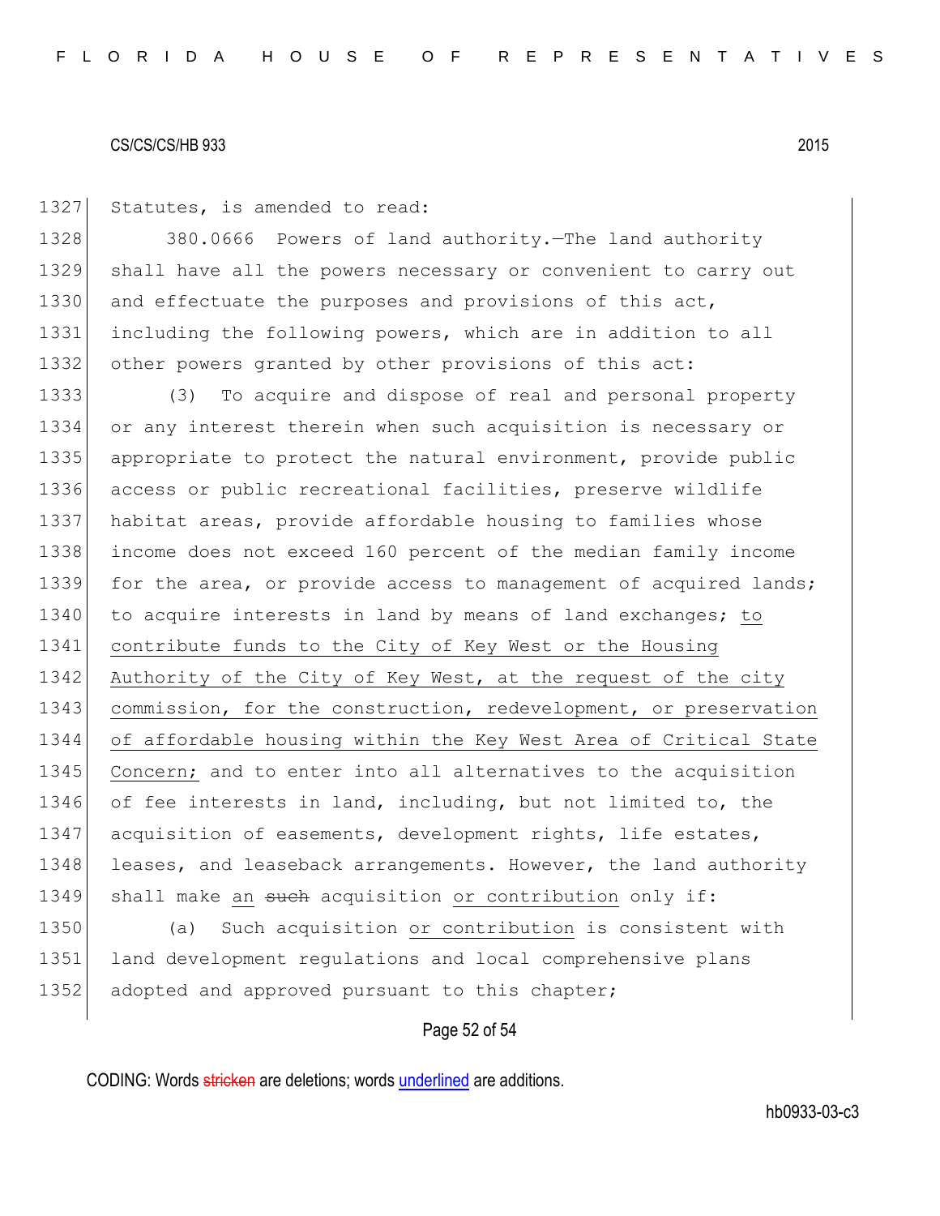Statutes, is amended to read:

380.0666 Powers of land authority.—The land authority shall have all the powers necessary or convenient to carry out and effectuate the purposes and provisions of this act, including the following powers, which are in addition to all other powers granted by other provisions of this act:

(3) To acquire and dispose of real and personal property or any interest therein when such acquisition is necessary or appropriate to protect the natural environment, provide public access or public recreational facilities, preserve wildlife habitat areas, provide affordable housing to families whose income does not exceed 160 percent of the median family income for the area, or provide access to management of acquired lands; to acquire interests in land by means of land exchanges; <u>to contribute funds to the City of Key West or the Housing Authority of the City of Key West, at the request of the city commission, for the construction, redevelopment, or preservation of affordable housing within the Key West Area of Critical State Concern;</u> and to enter into all alternatives to the acquisition of fee interests in land, including, but not limited to, the acquisition of easements, development rights, life estates, leases, and leaseback arrangements. However, the land authority shall make <u>an</u> ~~such~~ acquisition <u>or contribution</u> only if:

(a) Such acquisition <u>or contribution</u> is consistent with land development regulations and local comprehensive plans adopted and approved pursuant to this chapter;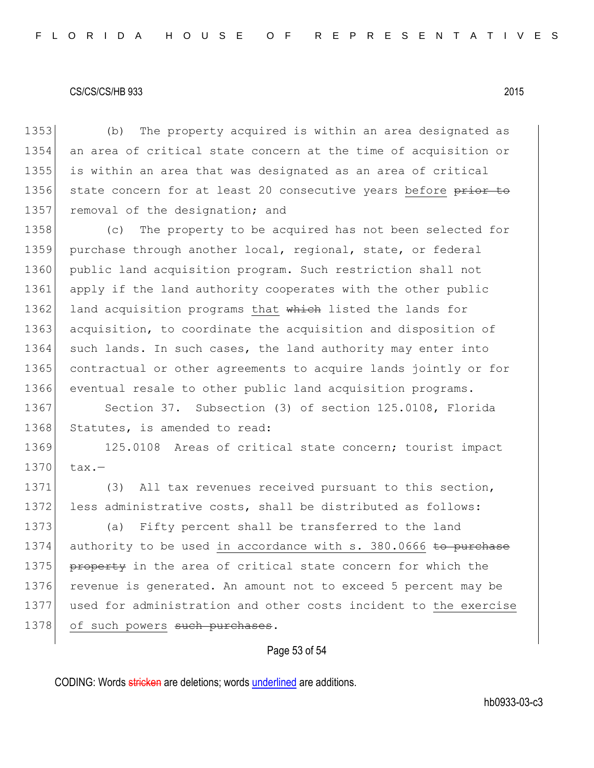(b) The property acquired is within an area designated as an area of critical state concern at the time of acquisition or is within an area that was designated as an area of critical state concern for at least 20 consecutive years before ~~prior to~~ removal of the designation; and

(c) The property to be acquired has not been selected for purchase through another local, regional, state, or federal public land acquisition program. Such restriction shall not apply if the land authority cooperates with the other public land acquisition programs that ~~which~~ listed the lands for acquisition, to coordinate the acquisition and disposition of such lands. In such cases, the land authority may enter into contractual or other agreements to acquire lands jointly or for eventual resale to other public land acquisition programs.

Section 37. Subsection (3) of section 125.0108, Florida Statutes, is amended to read:

125.0108 Areas of critical state concern; tourist impact tax.—

(3) All tax revenues received pursuant to this section, less administrative costs, shall be distributed as follows:

(a) Fifty percent shall be transferred to the land authority to be used in accordance with s. 380.0666 ~~to purchase property~~ in the area of critical state concern for which the revenue is generated. An amount not to exceed 5 percent may be used for administration and other costs incident to the exercise of such powers ~~such purchases~~.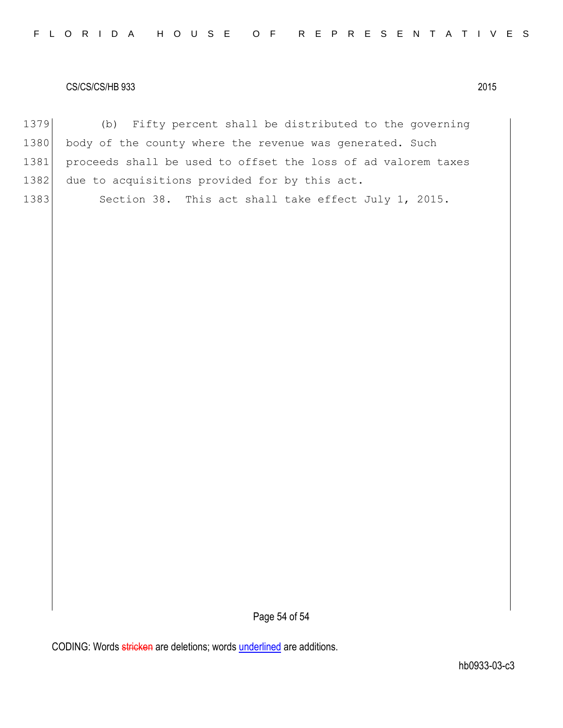(b) Fifty percent shall be distributed to the governing body of the county where the revenue was generated. Such proceeds shall be used to offset the loss of ad valorem taxes due to acquisitions provided for by this act.

Section 38. This act shall take effect July 1, 2015.